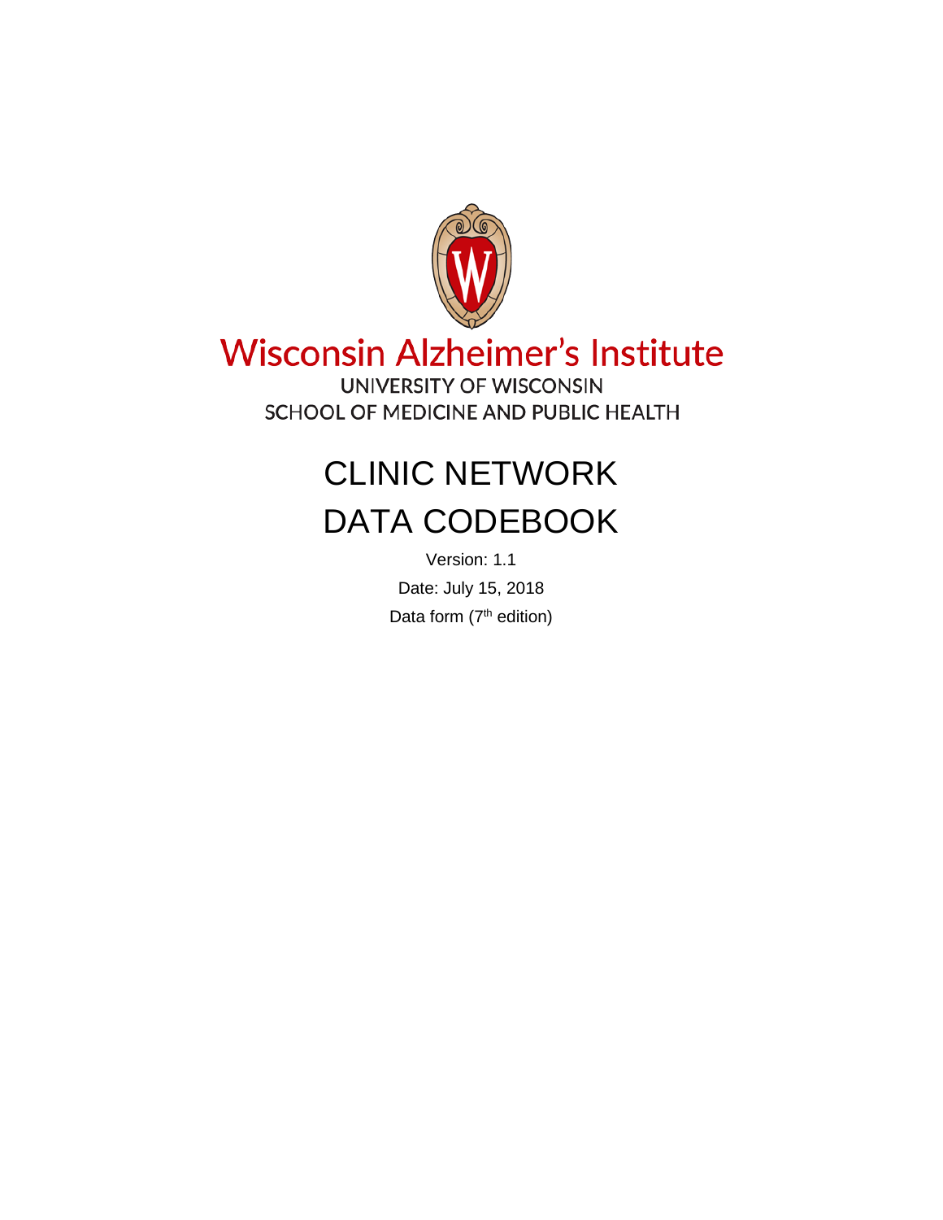Wisconsin Alzheimer's Institute

UNIVERSITY OF WISCONSIN

SCHOOL OF MEDICINE AND PUBLIC HEALTH

# CLINIC NETWORK DATA CODEBOOK

Version: 1.1

Date: July 15, 2018

Data form ($7^{th}$ edition)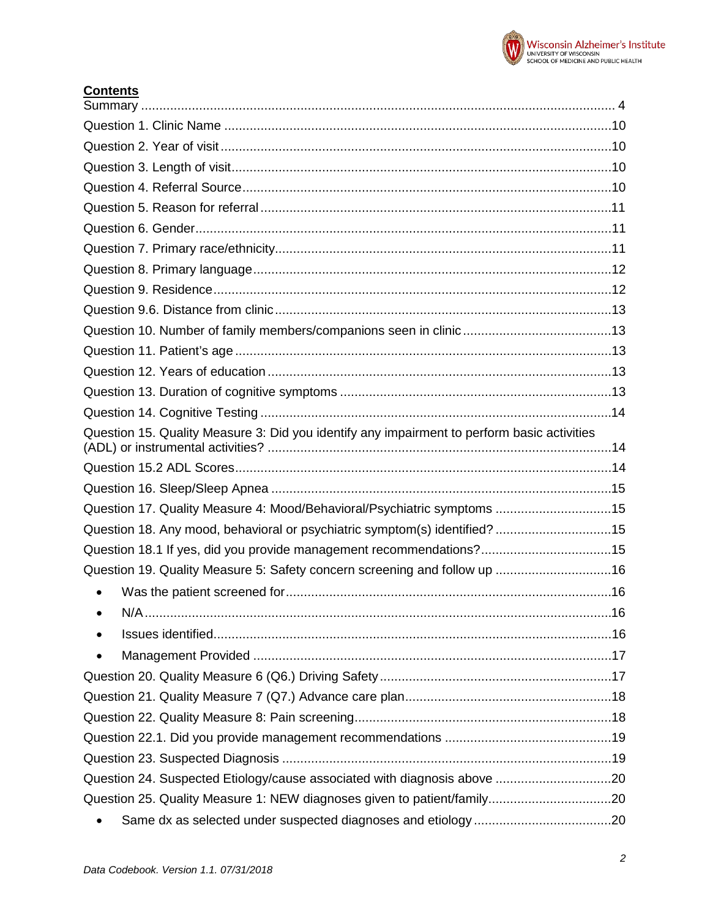## Contents

Summary .......... 4

Question 1. Clinic Name .......... 10

Question 2. Year of visit .......... 10

Question 3. Length of visit .......... 10

Question 4. Referral Source .......... 10

Question 5. Reason for referral .......... 11

Question 6. Gender .......... 11

Question 7. Primary race/ethnicity .......... 11

Question 8. Primary language .......... 12

Question 9. Residence .......... 12

Question 9.6. Distance from clinic .......... 13

Question 10. Number of family members/companions seen in clinic .......... 13

Question 11. Patient's age .......... 13

Question 12. Years of education .......... 13

Question 13. Duration of cognitive symptoms .......... 13

Question 14. Cognitive Testing .......... 14

Question 15. Quality Measure 3: Did you identify any impairment to perform basic activities (ADL) or instrumental activities? .......... 14

Question 15.2 ADL Scores .......... 14

Question 16. Sleep/Sleep Apnea .......... 15

Question 17. Quality Measure 4: Mood/Behavioral/Psychiatric symptoms .......... 15

Question 18. Any mood, behavioral or psychiatric symptom(s) identified? .......... 15

Question 18.1 If yes, did you provide management recommendations? .......... 15

Question 19. Quality Measure 5: Safety concern screening and follow up .......... 16

- Was the patient screened for .......... 16
- N/A .......... 16
- Issues identified .......... 16
- Management Provided .......... 17

Question 20. Quality Measure 6 (Q6.) Driving Safety .......... 17

Question 21. Quality Measure 7 (Q7.) Advance care plan .......... 18

Question 22. Quality Measure 8: Pain screening .......... 18

Question 22.1. Did you provide management recommendations .......... 19

Question 23. Suspected Diagnosis .......... 19

Question 24. Suspected Etiology/cause associated with diagnosis above .......... 20

Question 25. Quality Measure 1: NEW diagnoses given to patient/family .......... 20

- Same dx as selected under suspected diagnoses and etiology .......... 20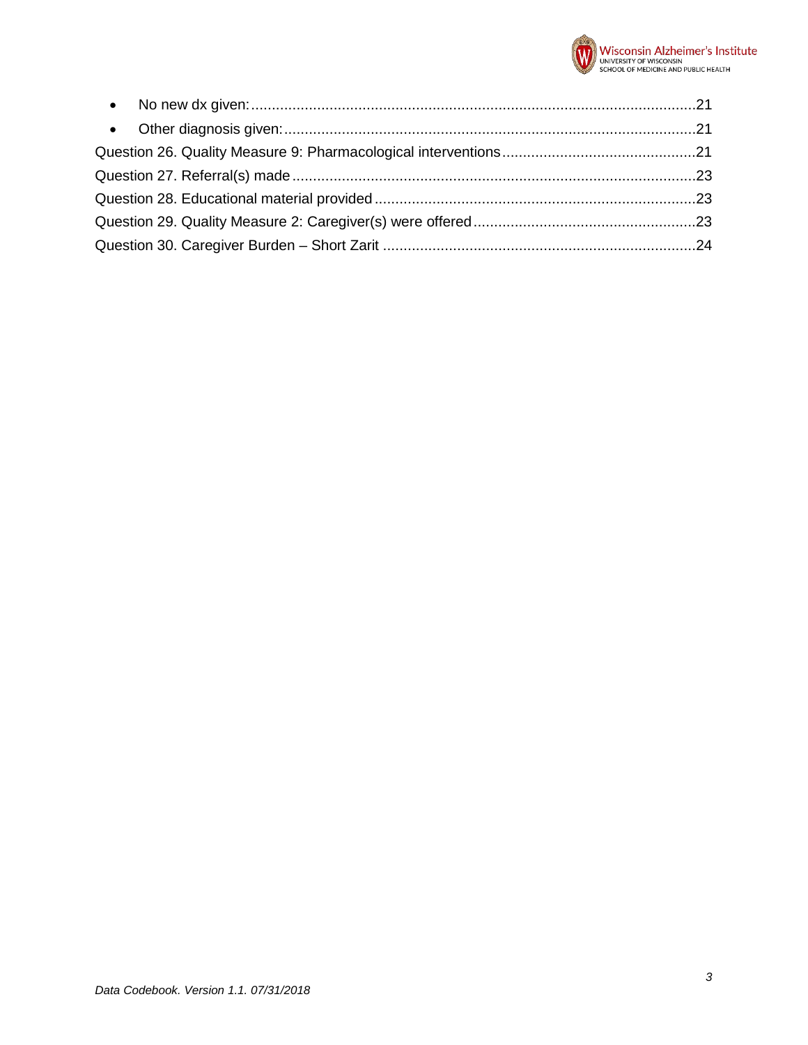- No new dx given: 21
- Other diagnosis given: 21

Question 26. Quality Measure 9: Pharmacological interventions 21

Question 27. Referral(s) made 23

Question 28. Educational material provided 23

Question 29. Quality Measure 2: Caregiver(s) were offered 23

Question 30. Caregiver Burden – Short Zarit 24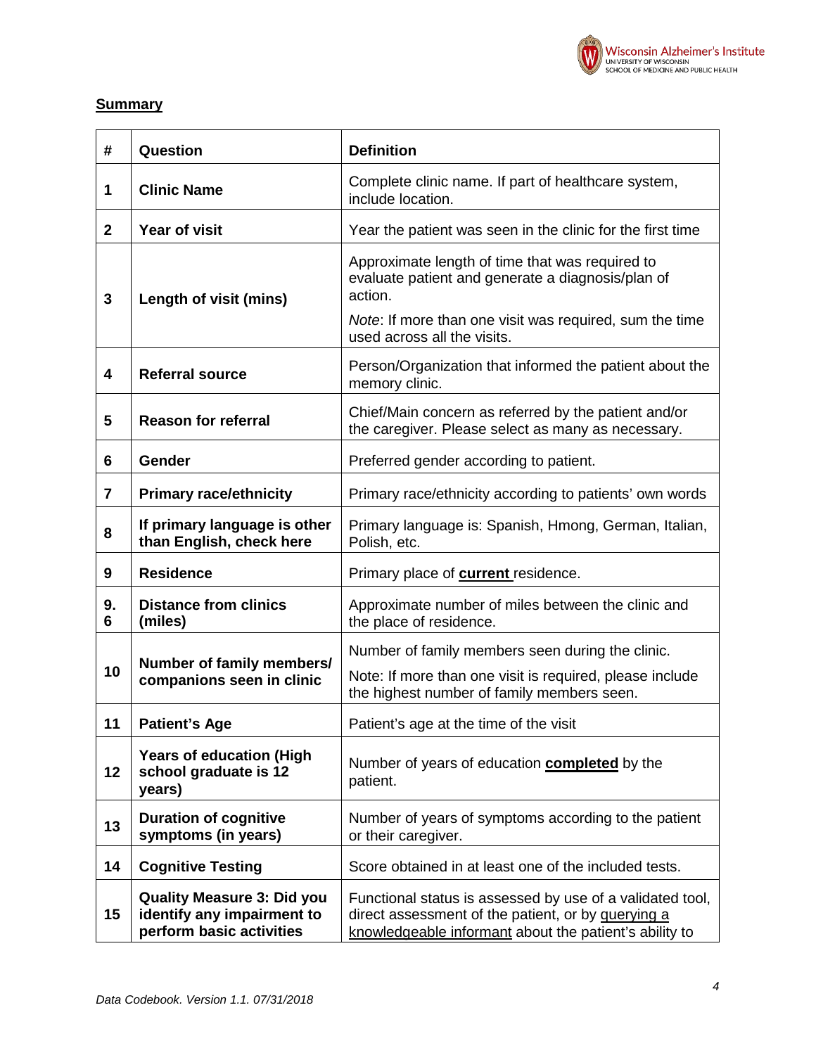**Summary**

| # | Question | Definition |
|---|---|---|
| 1 | **Clinic Name** | Complete clinic name. If part of healthcare system, include location. |
| 2 | **Year of visit** | Year the patient was seen in the clinic for the first time |
| 3 | **Length of visit (mins)** | Approximate length of time that was required to evaluate patient and generate a diagnosis/plan of action. *Note*: If more than one visit was required, sum the time used across all the visits. |
| 4 | **Referral source** | Person/Organization that informed the patient about the memory clinic. |
| 5 | **Reason for referral** | Chief/Main concern as referred by the patient and/or the caregiver. Please select as many as necessary. |
| 6 | **Gender** | Preferred gender according to patient. |
| 7 | **Primary race/ethnicity** | Primary race/ethnicity according to patients' own words |
| 8 | **If primary language is other than English, check here** | Primary language is: Spanish, Hmong, German, Italian, Polish, etc. |
| 9 | **Residence** | Primary place of **current** residence. |
| 9.6 | **Distance from clinics (miles)** | Approximate number of miles between the clinic and the place of residence. |
| 10 | **Number of family members/ companions seen in clinic** | Number of family members seen during the clinic. Note: If more than one visit is required, please include the highest number of family members seen. |
| 11 | **Patient's Age** | Patient's age at the time of the visit |
| 12 | **Years of education (High school graduate is 12 years)** | Number of years of education **completed** by the patient. |
| 13 | **Duration of cognitive symptoms (in years)** | Number of years of symptoms according to the patient or their caregiver. |
| 14 | **Cognitive Testing** | Score obtained in at least one of the included tests. |
| 15 | **Quality Measure 3: Did you identify any impairment to perform basic activities** | Functional status is assessed by use of a validated tool, direct assessment of the patient, or by querying a knowledgeable informant about the patient's ability to |

*Data Codebook. Version 1.1. 07/31/2018*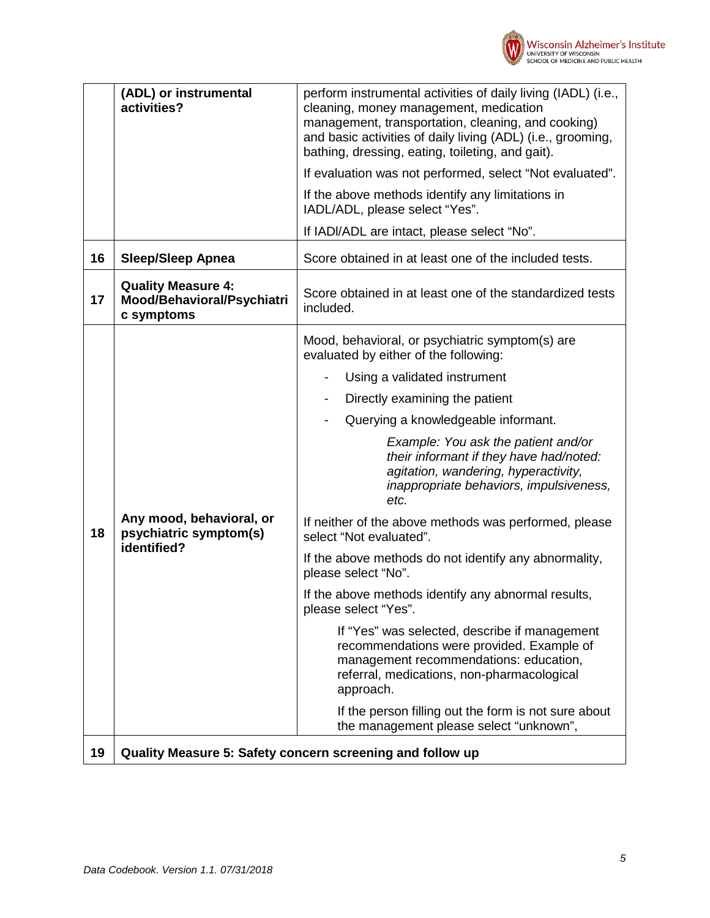| | | |
|---|---|---|
| | **(ADL) or instrumental activities?** | perform instrumental activities of daily living (IADL) (i.e., cleaning, money management, medication management, transportation, cleaning, and cooking) and basic activities of daily living (ADL) (i.e., grooming, bathing, dressing, eating, toileting, and gait).<br><br>If evaluation was not performed, select "Not evaluated".<br><br>If the above methods identify any limitations in IADL/ADL, please select "Yes".<br><br>If IADl/ADL are intact, please select "No". |
| **16** | **Sleep/Sleep Apnea** | Score obtained in at least one of the included tests. |
| **17** | **Quality Measure 4: Mood/Behavioral/Psychiatric symptoms** | Score obtained in at least one of the standardized tests included. |
| **18** | **Any mood, behavioral, or psychiatric symptom(s) identified?** | Mood, behavioral, or psychiatric symptom(s) are evaluated by either of the following:<br>- Using a validated instrument<br>- Directly examining the patient<br>- Querying a knowledgeable informant.<br><br>*Example: You ask the patient and/or their informant if they have had/noted: agitation, wandering, hyperactivity, inappropriate behaviors, impulsiveness, etc.*<br><br>If neither of the above methods was performed, please select "Not evaluated".<br><br>If the above methods do not identify any abnormality, please select "No".<br><br>If the above methods identify any abnormal results, please select "Yes".<br><br>If "Yes" was selected, describe if management recommendations were provided. Example of management recommendations: education, referral, medications, non-pharmacological approach.<br><br>If the person filling out the form is not sure about the management please select "unknown", |
| **19** | **Quality Measure 5: Safety concern screening and follow up** | |

*Data Codebook. Version 1.1. 07/31/2018*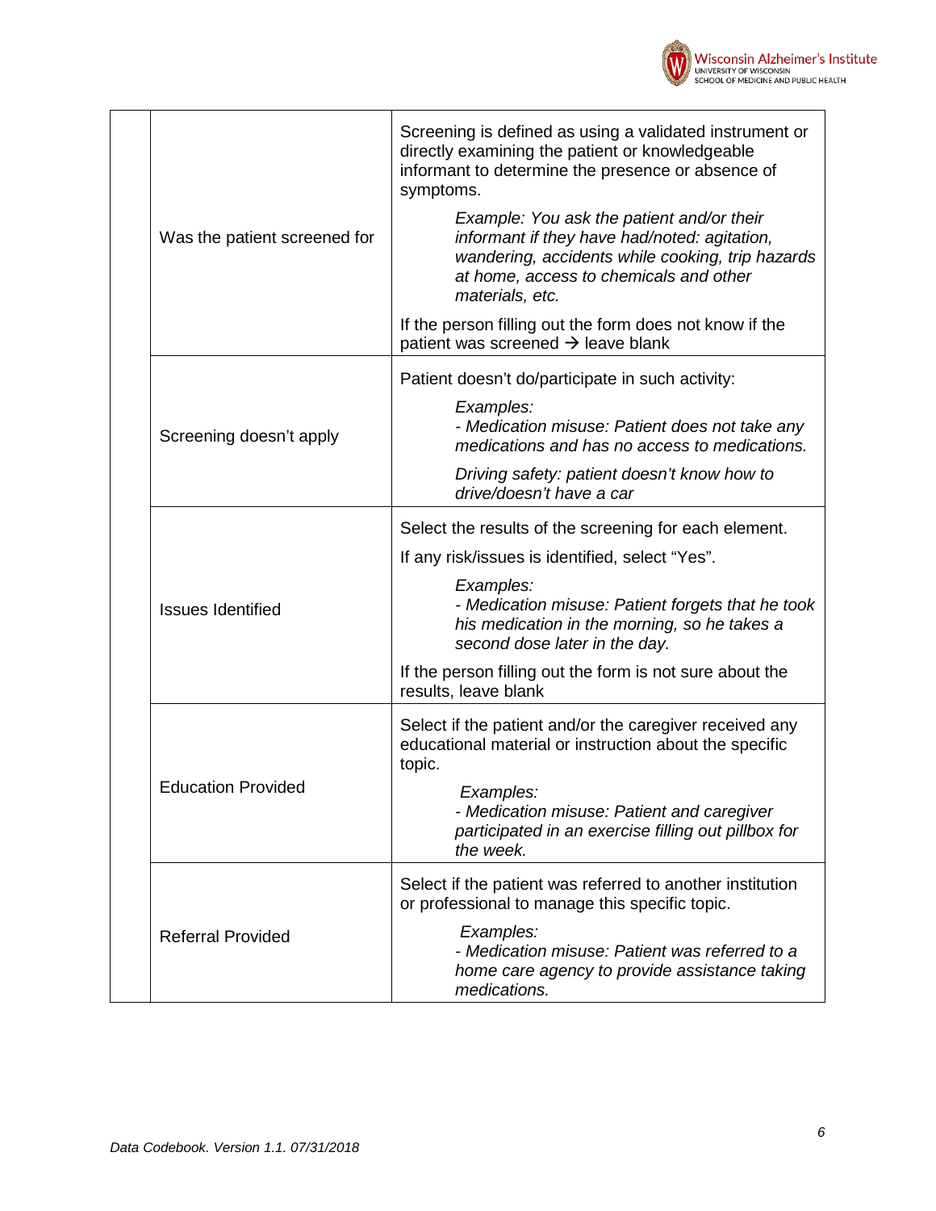| | | |
|---|---|---|
| | Was the patient screened for | Screening is defined as using a validated instrument or directly examining the patient or knowledgeable informant to determine the presence or absence of symptoms.<br><br>*Example: You ask the patient and/or their informant if they have had/noted: agitation, wandering, accidents while cooking, trip hazards at home, access to chemicals and other materials, etc.*<br><br>If the person filling out the form does not know if the patient was screened → leave blank |
| | Screening doesn't apply | Patient doesn't do/participate in such activity:<br><br>*Examples:*<br>*- Medication misuse: Patient does not take any medications and has no access to medications.*<br><br>*Driving safety: patient doesn't know how to drive/doesn't have a car* |
| | Issues Identified | Select the results of the screening for each element.<br><br>If any risk/issues is identified, select "Yes".<br><br>*Examples:*<br>*- Medication misuse: Patient forgets that he took his medication in the morning, so he takes a second dose later in the day.*<br><br>If the person filling out the form is not sure about the results, leave blank |
| | Education Provided | Select if the patient and/or the caregiver received any educational material or instruction about the specific topic.<br><br>*Examples:*<br>*- Medication misuse: Patient and caregiver participated in an exercise filling out pillbox for the week.* |
| | Referral Provided | Select if the patient was referred to another institution or professional to manage this specific topic.<br><br>*Examples:*<br>*- Medication misuse: Patient was referred to a home care agency to provide assistance taking medications.* |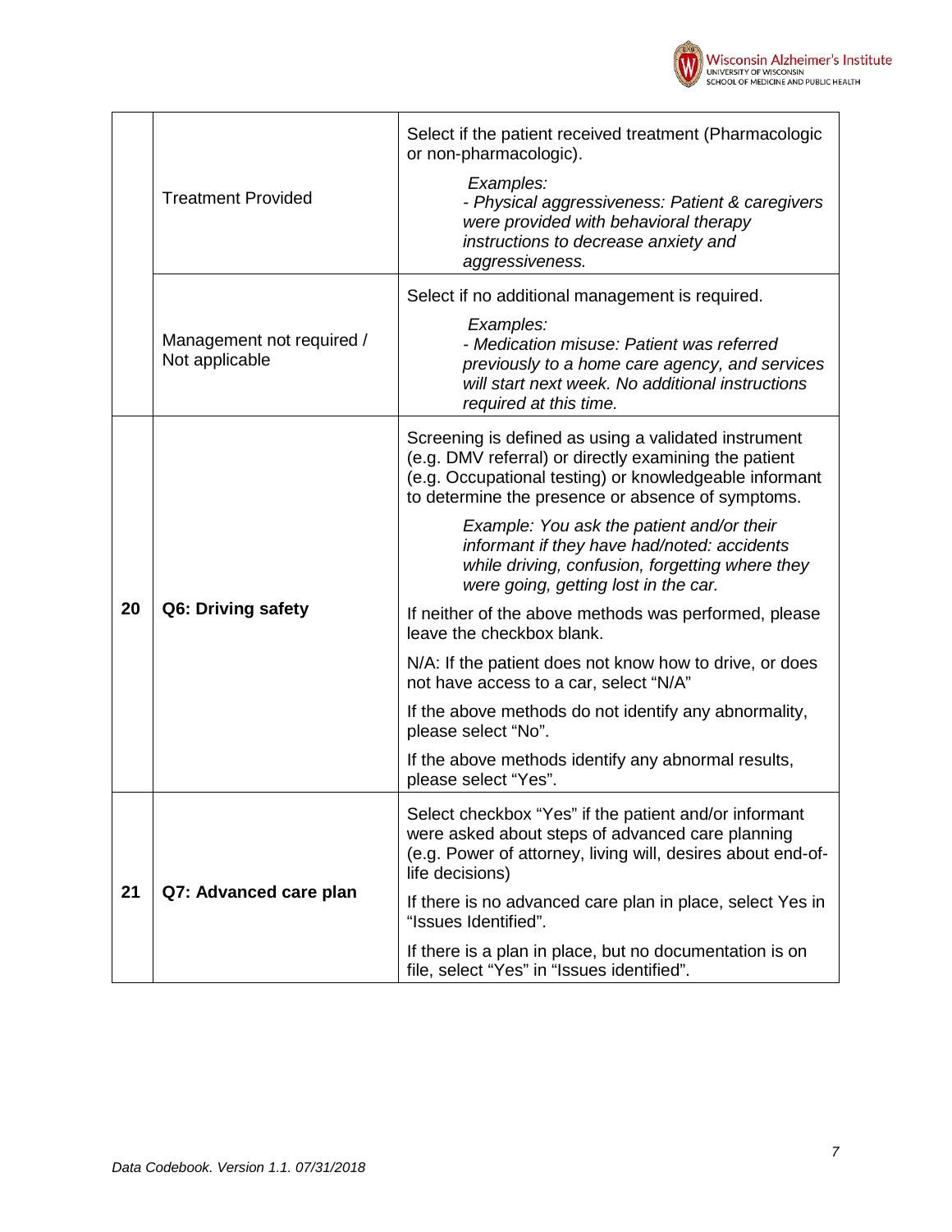| | | |
|---|---|---|
| | Treatment Provided | Select if the patient received treatment (Pharmacologic or non-pharmacologic).<br><br>*Examples:*<br>*- Physical aggressiveness: Patient & caregivers were provided with behavioral therapy instructions to decrease anxiety and aggressiveness.* |
| | Management not required / Not applicable | Select if no additional management is required.<br><br>*Examples:*<br>*- Medication misuse: Patient was referred previously to a home care agency, and services will start next week. No additional instructions required at this time.* |
| **20** | **Q6: Driving safety** | Screening is defined as using a validated instrument (e.g. DMV referral) or directly examining the patient (e.g. Occupational testing) or knowledgeable informant to determine the presence or absence of symptoms.<br><br>*Example: You ask the patient and/or their informant if they have had/noted: accidents while driving, confusion, forgetting where they were going, getting lost in the car.*<br><br>If neither of the above methods was performed, please leave the checkbox blank.<br><br>N/A: If the patient does not know how to drive, or does not have access to a car, select "N/A"<br><br>If the above methods do not identify any abnormality, please select "No".<br><br>If the above methods identify any abnormal results, please select "Yes". |
| **21** | **Q7: Advanced care plan** | Select checkbox "Yes" if the patient and/or informant were asked about steps of advanced care planning (e.g. Power of attorney, living will, desires about end-of-life decisions)<br><br>If there is no advanced care plan in place, select Yes in "Issues Identified".<br><br>If there is a plan in place, but no documentation is on file, select "Yes" in "Issues identified". |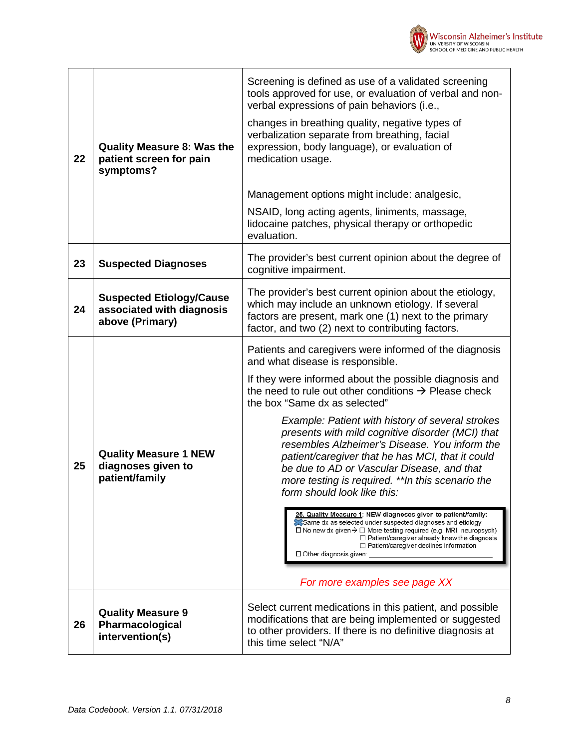| | | |
|---|---|---|
| 22 | **Quality Measure 8: Was the patient screen for pain symptoms?** | Screening is defined as use of a validated screening tools approved for use, or evaluation of verbal and non-verbal expressions of pain behaviors (i.e., changes in breathing quality, negative types of verbalization separate from breathing, facial expression, body language), or evaluation of medication usage.<br><br>Management options might include: analgesic, NSAID, long acting agents, liniments, massage, lidocaine patches, physical therapy or orthopedic evaluation. |
| 23 | **Suspected Diagnoses** | The provider's best current opinion about the degree of cognitive impairment. |
| 24 | **Suspected Etiology/Cause associated with diagnosis above (Primary)** | The provider's best current opinion about the etiology, which may include an unknown etiology. If several factors are present, mark one (1) next to the primary factor, and two (2) next to contributing factors. |
| 25 | **Quality Measure 1 NEW diagnoses given to patient/family** | Patients and caregivers were informed of the diagnosis and what disease is responsible.<br><br>If they were informed about the possible diagnosis and the need to rule out other conditions → Please check the box "Same dx as selected"<br><br>*Example: Patient with history of several strokes presents with mild cognitive disorder (MCI) that resembles Alzheimer's Disease. You inform the patient/caregiver that he has MCI, that it could be due to AD or Vascular Disease, and that more testing is required. **In this scenario the form should look like this:*<br><br>**25. Quality Measure 1: NEW diagnoses given to patient/family:**<br>☒ Same dx as selected under suspected diagnoses and etiology<br>☐ No new dx given→ ☐ More testing required (e.g. MRI, neuropsych)<br>☐ Patient/caregiver already knew the diagnosis<br>☐ Patient/caregiver declines information<br>☐ Other diagnosis given: ____________<br><br>*For more examples see page XX* |
| 26 | **Quality Measure 9 Pharmacological intervention(s)** | Select current medications in this patient, and possible modifications that are being implemented or suggested to other providers. If there is no definitive diagnosis at this time select "N/A" |

*Data Codebook. Version 1.1. 07/31/2018*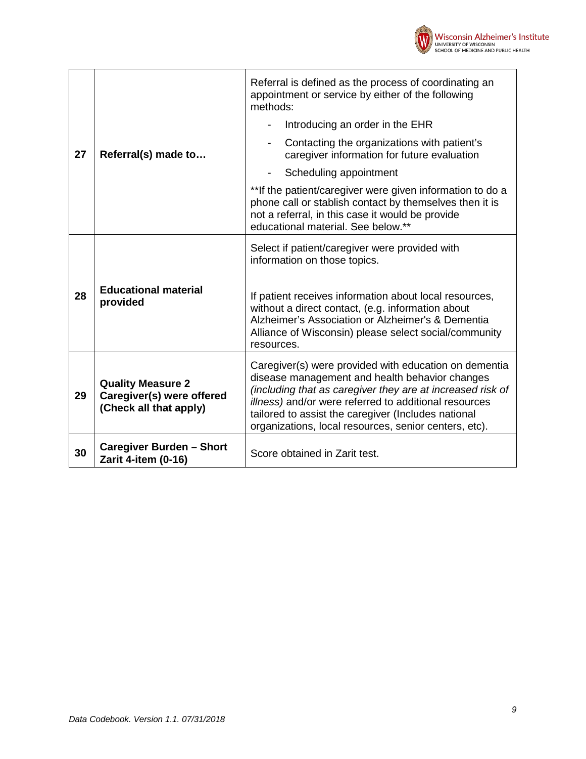| | | |
|---|---|---|
| 27 | **Referral(s) made to…** | Referral is defined as the process of coordinating an appointment or service by either of the following methods:<br>- Introducing an order in the EHR<br>- Contacting the organizations with patient's caregiver information for future evaluation<br>- Scheduling appointment<br><br>**If the patient/caregiver were given information to do a phone call or stablish contact by themselves then it is not a referral, in this case it would be provide educational material. See below.** |
| 28 | **Educational material provided** | Select if patient/caregiver were provided with information on those topics.<br><br>If patient receives information about local resources, without a direct contact, (e.g. information about Alzheimer's Association or Alzheimer's & Dementia Alliance of Wisconsin) please select social/community resources. |
| 29 | **Quality Measure 2 Caregiver(s) were offered (Check all that apply)** | Caregiver(s) were provided with education on dementia disease management and health behavior changes *(including that as caregiver they are at increased risk of illness)* and/or were referred to additional resources tailored to assist the caregiver (Includes national organizations, local resources, senior centers, etc). |
| 30 | **Caregiver Burden – Short Zarit 4-item (0-16)** | Score obtained in Zarit test. |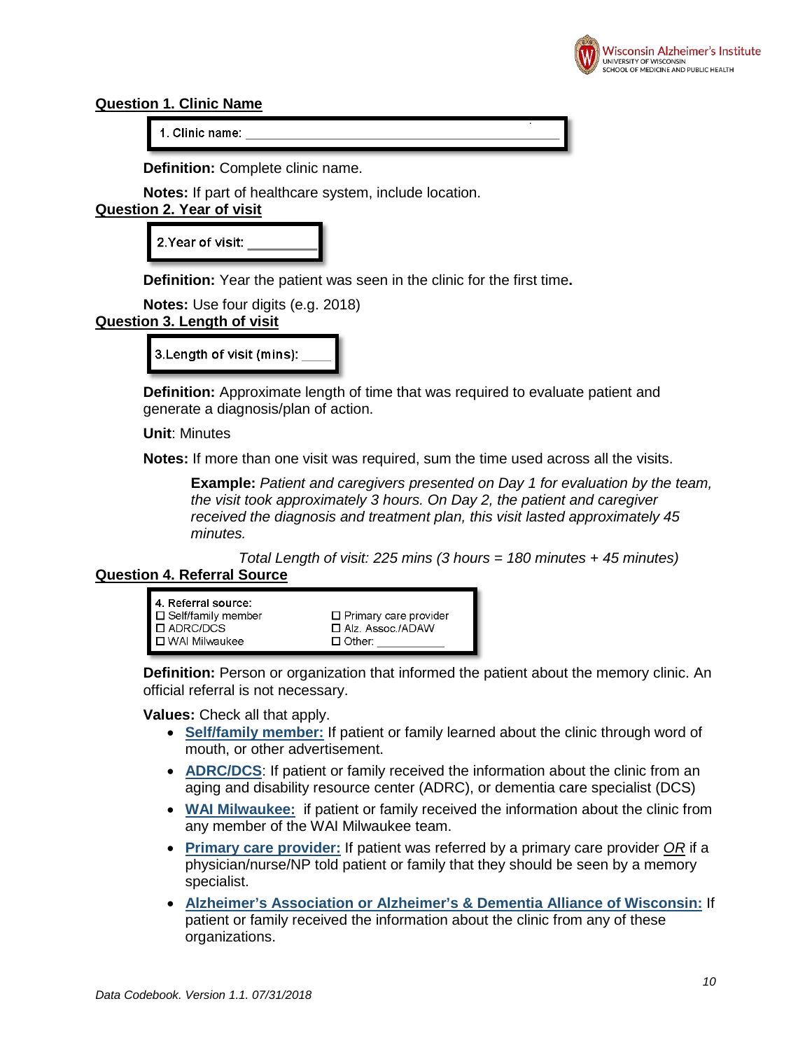## Question 1. Clinic Name

1. Clinic name: ______________________________

**Definition:** Complete clinic name.

**Notes:** If part of healthcare system, include location.

## Question 2. Year of visit

2.Year of visit: ________

**Definition:** Year the patient was seen in the clinic for the first time**.**

**Notes:** Use four digits (e.g. 2018)

## Question 3. Length of visit

3.Length of visit (mins): ____

**Definition:** Approximate length of time that was required to evaluate patient and generate a diagnosis/plan of action.

**Unit**: Minutes

**Notes:** If more than one visit was required, sum the time used across all the visits.

> **Example:** *Patient and caregivers presented on Day 1 for evaluation by the team, the visit took approximately 3 hours. On Day 2, the patient and caregiver received the diagnosis and treatment plan, this visit lasted approximately 45 minutes.*
>
> *Total Length of visit: 225 mins (3 hours = 180 minutes + 45 minutes)*

## Question 4. Referral Source

4. Referral source:
- ☐ Self/family member
- ☐ ADRC/DCS
- ☐ WAI Milwaukee
- ☐ Primary care provider
- ☐ Alz. Assoc./ADAW
- ☐ Other: __________

**Definition:** Person or organization that informed the patient about the memory clinic. An official referral is not necessary.

**Values:** Check all that apply.

- **Self/family member:** If patient or family learned about the clinic through word of mouth, or other advertisement.
- **ADRC/DCS**: If patient or family received the information about the clinic from an aging and disability resource center (ADRC), or dementia care specialist (DCS)
- **WAI Milwaukee:** if patient or family received the information about the clinic from any member of the WAI Milwaukee team.
- **Primary care provider:** If patient was referred by a primary care provider *OR* if a physician/nurse/NP told patient or family that they should be seen by a memory specialist.
- **Alzheimer's Association or Alzheimer's & Dementia Alliance of Wisconsin:** If patient or family received the information about the clinic from any of these organizations.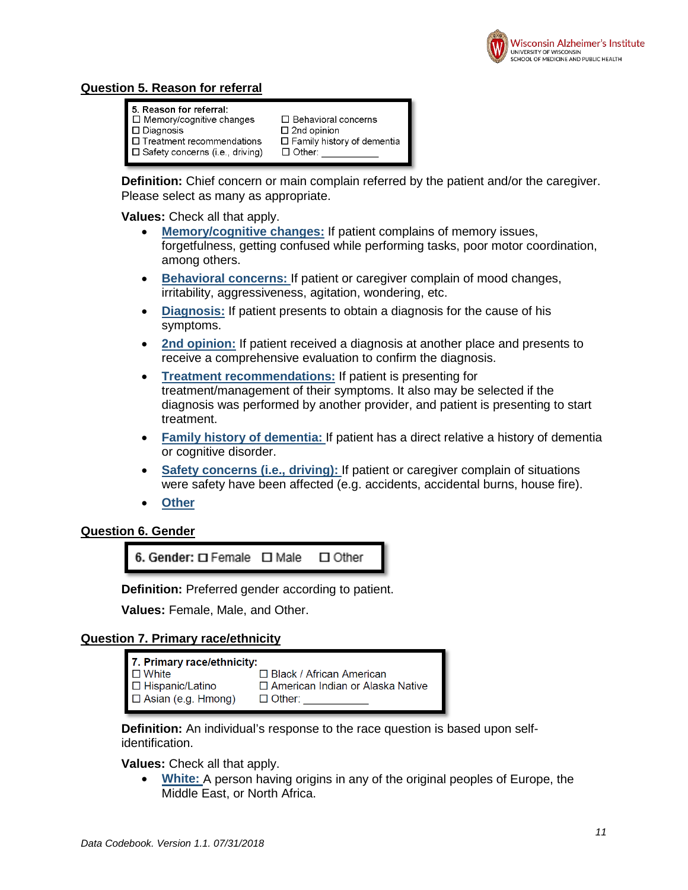## Question 5. Reason for referral

| 5. Reason for referral: | |
|---|---|
| ☐ Memory/cognitive changes | ☐ Behavioral concerns |
| ☐ Diagnosis | ☐ 2nd opinion |
| ☐ Treatment recommendations | ☐ Family history of dementia |
| ☐ Safety concerns (i.e., driving) | ☐ Other: ___________ |

**Definition:** Chief concern or main complain referred by the patient and/or the caregiver. Please select as many as appropriate.

**Values:** Check all that apply.

- **Memory/cognitive changes:** If patient complains of memory issues, forgetfulness, getting confused while performing tasks, poor motor coordination, among others.
- **Behavioral concerns:** If patient or caregiver complain of mood changes, irritability, aggressiveness, agitation, wondering, etc.
- **Diagnosis:** If patient presents to obtain a diagnosis for the cause of his symptoms.
- **2nd opinion:** If patient received a diagnosis at another place and presents to receive a comprehensive evaluation to confirm the diagnosis.
- **Treatment recommendations:** If patient is presenting for treatment/management of their symptoms. It also may be selected if the diagnosis was performed by another provider, and patient is presenting to start treatment.
- **Family history of dementia:** If patient has a direct relative a history of dementia or cognitive disorder.
- **Safety concerns (i.e., driving):** If patient or caregiver complain of situations were safety have been affected (e.g. accidents, accidental burns, house fire).
- **Other**

## Question 6. Gender

**6. Gender:** ☐ Female ☐ Male ☐ Other

**Definition:** Preferred gender according to patient.

**Values:** Female, Male, and Other.

## Question 7. Primary race/ethnicity

| 7. Primary race/ethnicity: | |
|---|---|
| ☐ White | ☐ Black / African American |
| ☐ Hispanic/Latino | ☐ American Indian or Alaska Native |
| ☐ Asian (e.g. Hmong) | ☐ Other: ___________ |

**Definition:** An individual's response to the race question is based upon self-identification.

**Values:** Check all that apply.

- **White:** A person having origins in any of the original peoples of Europe, the Middle East, or North Africa.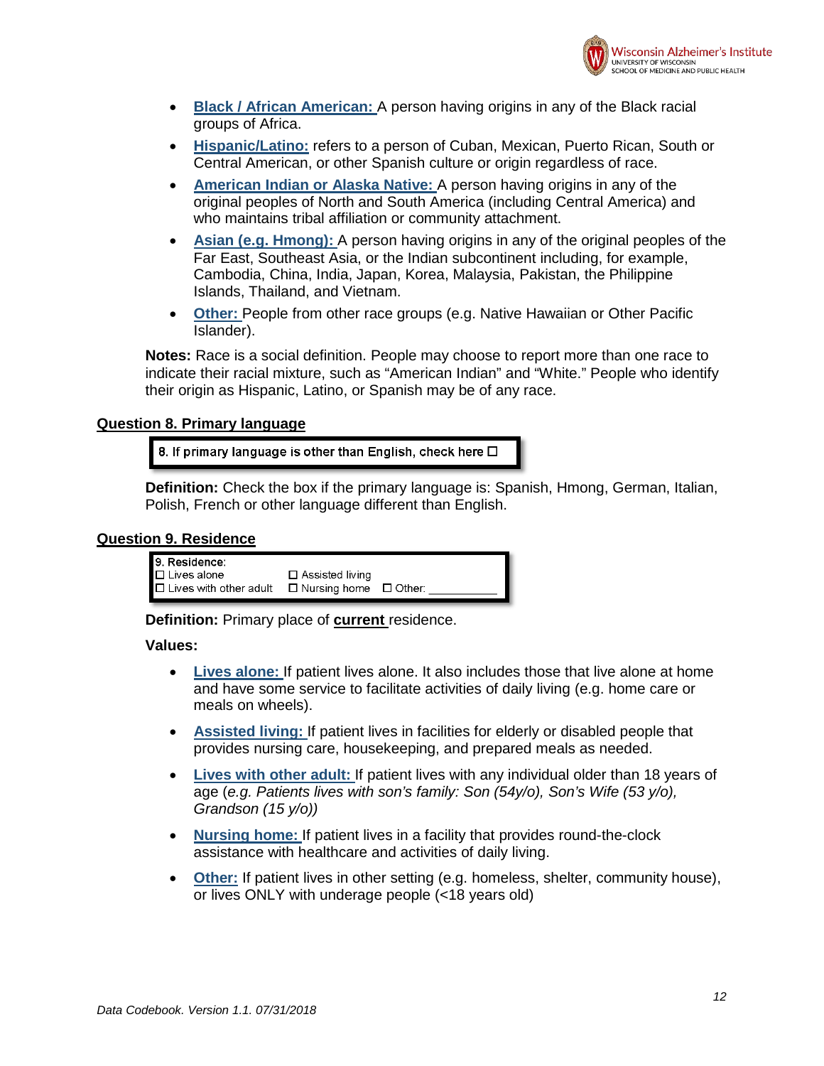- **Black / African American:** A person having origins in any of the Black racial groups of Africa.
- **Hispanic/Latino:** refers to a person of Cuban, Mexican, Puerto Rican, South or Central American, or other Spanish culture or origin regardless of race.
- **American Indian or Alaska Native:** A person having origins in any of the original peoples of North and South America (including Central America) and who maintains tribal affiliation or community attachment.
- **Asian (e.g. Hmong):** A person having origins in any of the original peoples of the Far East, Southeast Asia, or the Indian subcontinent including, for example, Cambodia, China, India, Japan, Korea, Malaysia, Pakistan, the Philippine Islands, Thailand, and Vietnam.
- **Other:** People from other race groups (e.g. Native Hawaiian or Other Pacific Islander).

**Notes:** Race is a social definition. People may choose to report more than one race to indicate their racial mixture, such as "American Indian" and "White." People who identify their origin as Hispanic, Latino, or Spanish may be of any race.

## Question 8. Primary language

8. If primary language is other than English, check here ☐

**Definition:** Check the box if the primary language is: Spanish, Hmong, German, Italian, Polish, French or other language different than English.

## Question 9. Residence

9. Residence:
☐ Lives alone ☐ Assisted living
☐ Lives with other adult ☐ Nursing home ☐ Other: __________

**Definition:** Primary place of **current** residence.

**Values:**

- **Lives alone:** If patient lives alone. It also includes those that live alone at home and have some service to facilitate activities of daily living (e.g. home care or meals on wheels).
- **Assisted living:** If patient lives in facilities for elderly or disabled people that provides nursing care, housekeeping, and prepared meals as needed.
- **Lives with other adult:** If patient lives with any individual older than 18 years of age (*e.g. Patients lives with son's family: Son (54y/o), Son's Wife (53 y/o), Grandson (15 y/o))*
- **Nursing home:** If patient lives in a facility that provides round-the-clock assistance with healthcare and activities of daily living.
- **Other:** If patient lives in other setting (e.g. homeless, shelter, community house), or lives ONLY with underage people (<18 years old)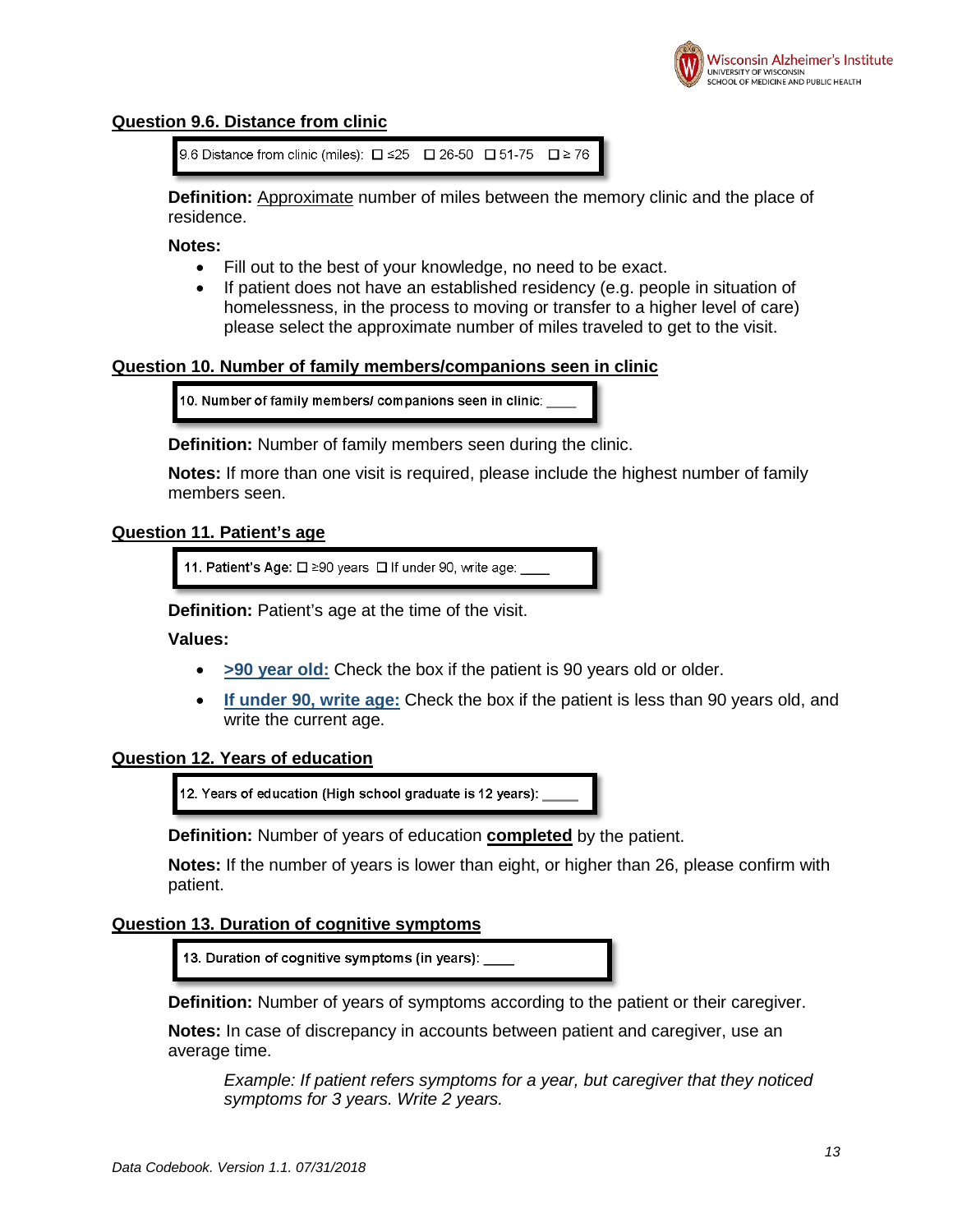## Question 9.6. Distance from clinic

> 9.6 Distance from clinic (miles): ☐ ≤25 ☐ 26-50 ☐ 51-75 ☐ ≥ 76

**Definition:** Approximate number of miles between the memory clinic and the place of residence.

**Notes:**

- Fill out to the best of your knowledge, no need to be exact.
- If patient does not have an established residency (e.g. people in situation of homelessness, in the process to moving or transfer to a higher level of care) please select the approximate number of miles traveled to get to the visit.

## Question 10. Number of family members/companions seen in clinic

> 10. Number of family members/ companions seen in clinic: ____

**Definition:** Number of family members seen during the clinic.

**Notes:** If more than one visit is required, please include the highest number of family members seen.

## Question 11. Patient's age

> 11. Patient's Age: ☐ ≥90 years ☐ If under 90, write age: ____

**Definition:** Patient's age at the time of the visit.

**Values:**

- **>90 year old:** Check the box if the patient is 90 years old or older.
- **If under 90, write age:** Check the box if the patient is less than 90 years old, and write the current age.

## Question 12. Years of education

> 12. Years of education (High school graduate is 12 years): ____

**Definition:** Number of years of education **completed** by the patient.

**Notes:** If the number of years is lower than eight, or higher than 26, please confirm with patient.

## Question 13. Duration of cognitive symptoms

> 13. Duration of cognitive symptoms (in years): ____

**Definition:** Number of years of symptoms according to the patient or their caregiver.

**Notes:** In case of discrepancy in accounts between patient and caregiver, use an average time.

*Example: If patient refers symptoms for a year, but caregiver that they noticed symptoms for 3 years. Write 2 years.*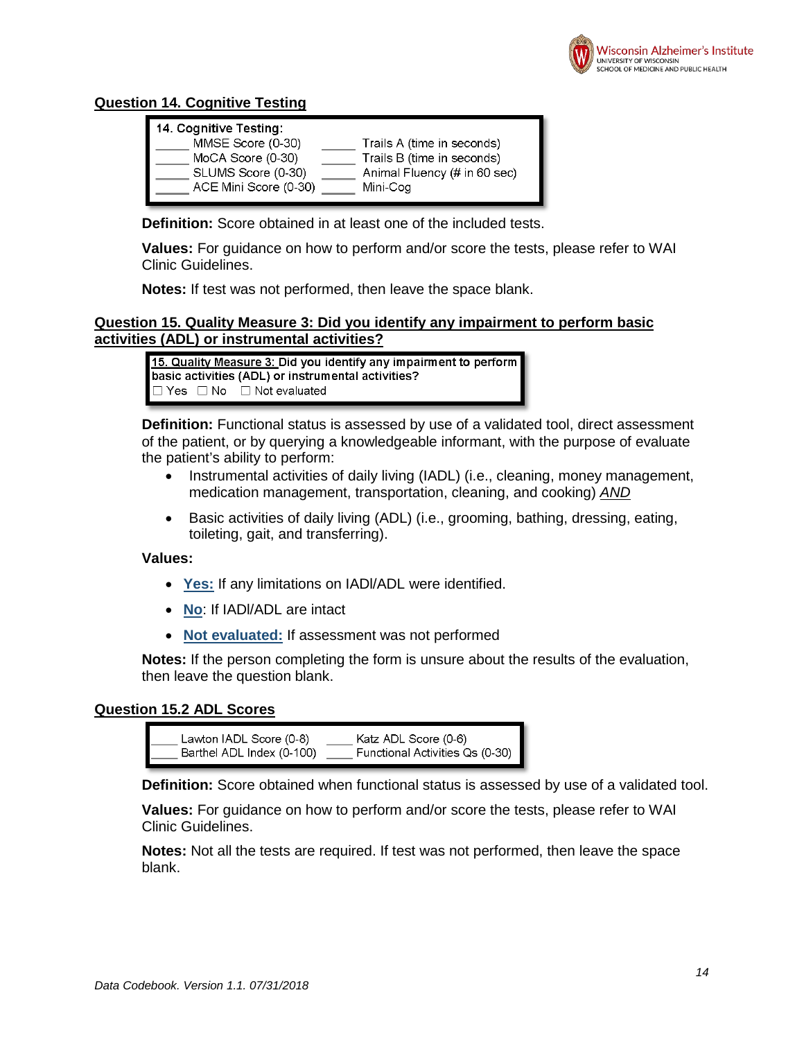## Question 14. Cognitive Testing

| | | | |
|---|---|---|---|
| 14. Cognitive Testing: | | | |
| _____ | MMSE Score (0-30) | _____ | Trails A (time in seconds) |
| _____ | MoCA Score (0-30) | _____ | Trails B (time in seconds) |
| _____ | SLUMS Score (0-30) | _____ | Animal Fluency (# in 60 sec) |
| _____ | ACE Mini Score (0-30) | _____ | Mini-Cog |

**Definition:** Score obtained in at least one of the included tests.

**Values:** For guidance on how to perform and/or score the tests, please refer to WAI Clinic Guidelines.

**Notes:** If test was not performed, then leave the space blank.

## Question 15. Quality Measure 3: Did you identify any impairment to perform basic activities (ADL) or instrumental activities?

> 15. Quality Measure 3: Did you identify any impairment to perform basic activities (ADL) or instrumental activities?
> ☐ Yes ☐ No ☐ Not evaluated

**Definition:** Functional status is assessed by use of a validated tool, direct assessment of the patient, or by querying a knowledgeable informant, with the purpose of evaluate the patient's ability to perform:

- Instrumental activities of daily living (IADL) (i.e., cleaning, money management, medication management, transportation, cleaning, and cooking) *AND*
- Basic activities of daily living (ADL) (i.e., grooming, bathing, dressing, eating, toileting, gait, and transferring).

**Values:**

- **Yes:** If any limitations on IADl/ADL were identified.
- **No**: If IADl/ADL are intact
- **Not evaluated:** If assessment was not performed

**Notes:** If the person completing the form is unsure about the results of the evaluation, then leave the question blank.

## Question 15.2 ADL Scores

| | | | |
|---|---|---|---|
| ____ | Lawton IADL Score (0-8) | ____ | Katz ADL Score (0-6) |
| ____ | Barthel ADL Index (0-100) | ____ | Functional Activities Qs (0-30) |

**Definition:** Score obtained when functional status is assessed by use of a validated tool.

**Values:** For guidance on how to perform and/or score the tests, please refer to WAI Clinic Guidelines.

**Notes:** Not all the tests are required. If test was not performed, then leave the space blank.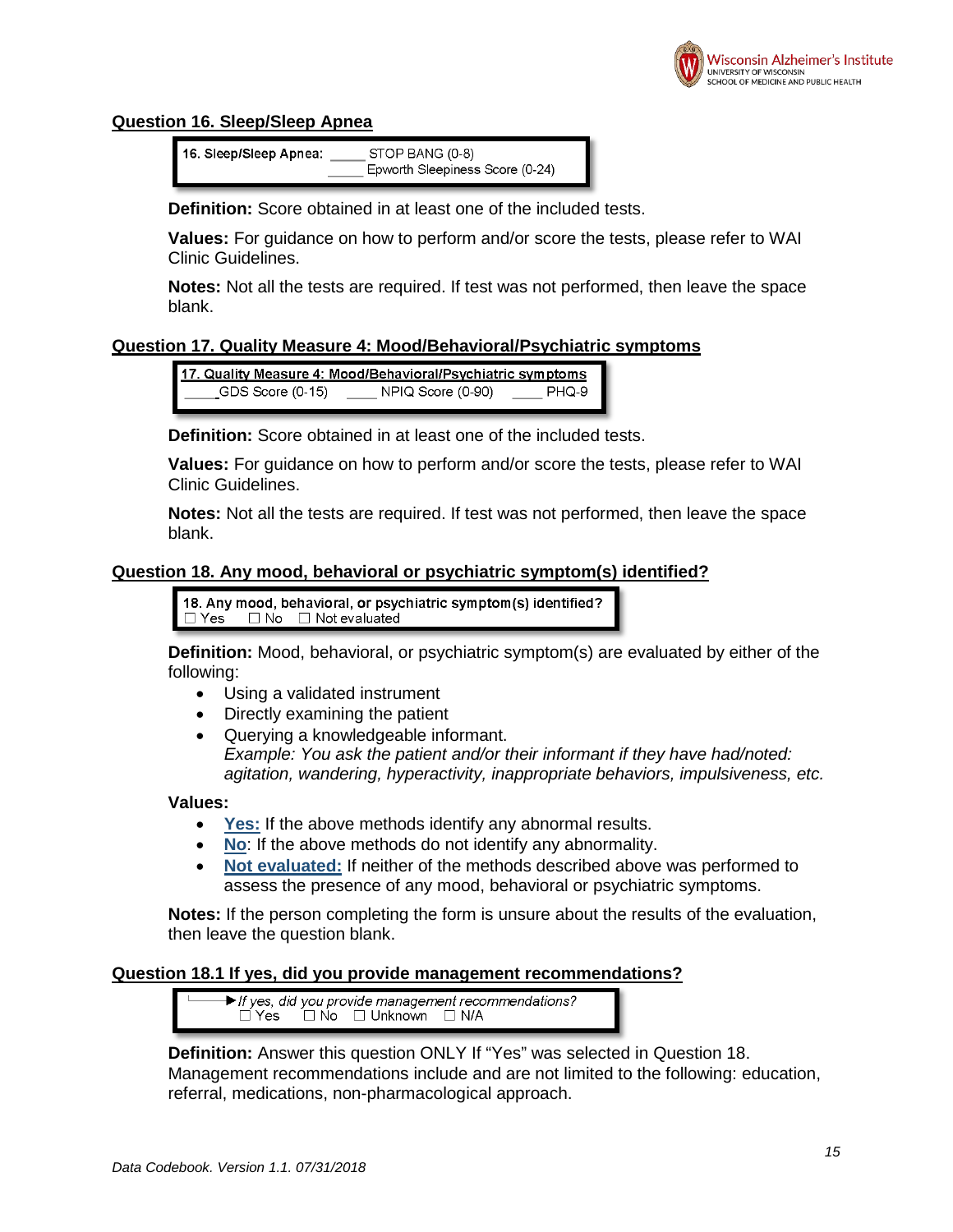## Question 16. Sleep/Sleep Apnea

> **16. Sleep/Sleep Apnea:** _____ STOP BANG (0-8)
> _____ Epworth Sleepiness Score (0-24)

**Definition:** Score obtained in at least one of the included tests.

**Values:** For guidance on how to perform and/or score the tests, please refer to WAI Clinic Guidelines.

**Notes:** Not all the tests are required. If test was not performed, then leave the space blank.

## Question 17. Quality Measure 4: Mood/Behavioral/Psychiatric symptoms

> **17. Quality Measure 4: Mood/Behavioral/Psychiatric symptoms**
> _____GDS Score (0-15) _____ NPIQ Score (0-90) _____ PHQ-9

**Definition:** Score obtained in at least one of the included tests.

**Values:** For guidance on how to perform and/or score the tests, please refer to WAI Clinic Guidelines.

**Notes:** Not all the tests are required. If test was not performed, then leave the space blank.

## Question 18. Any mood, behavioral or psychiatric symptom(s) identified?

> 18. Any mood, behavioral, or psychiatric symptom(s) identified?
> ☐ Yes ☐ No ☐ Not evaluated

**Definition:** Mood, behavioral, or psychiatric symptom(s) are evaluated by either of the following:

- Using a validated instrument
- Directly examining the patient
- Querying a knowledgeable informant.
  *Example: You ask the patient and/or their informant if they have had/noted: agitation, wandering, hyperactivity, inappropriate behaviors, impulsiveness, etc.*

**Values:**

- **Yes:** If the above methods identify any abnormal results.
- **No**: If the above methods do not identify any abnormality.
- **Not evaluated:** If neither of the methods described above was performed to assess the presence of any mood, behavioral or psychiatric symptoms.

**Notes:** If the person completing the form is unsure about the results of the evaluation, then leave the question blank.

## Question 18.1 If yes, did you provide management recommendations?

> *If yes, did you provide management recommendations?*
> ☐ Yes ☐ No ☐ Unknown ☐ N/A

**Definition:** Answer this question ONLY If "Yes" was selected in Question 18. Management recommendations include and are not limited to the following: education, referral, medications, non-pharmacological approach.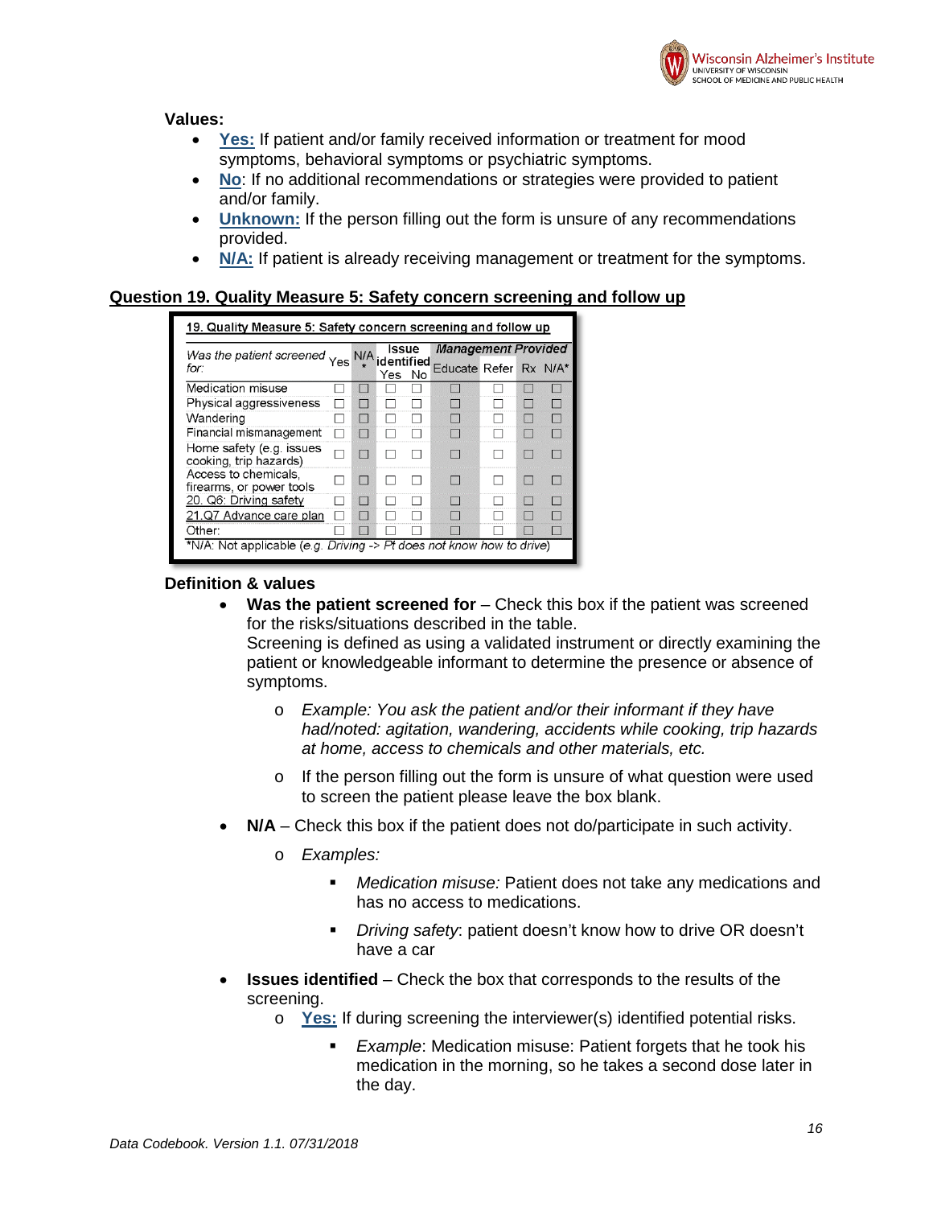**Values:**

- **Yes:** If patient and/or family received information or treatment for mood symptoms, behavioral symptoms or psychiatric symptoms.
- **No**: If no additional recommendations or strategies were provided to patient and/or family.
- **Unknown:** If the person filling out the form is unsure of any recommendations provided.
- **N/A:** If patient is already receiving management or treatment for the symptoms.

## Question 19. Quality Measure 5: Safety concern screening and follow up

**19. Quality Measure 5: Safety concern screening and follow up**

| *Was the patient screened for:* | Yes | N/A * | Issue identified | | *Management Provided* | | | |
|---|---|---|---|---|---|---|---|---|
| | | | Yes | No | Educate | Refer | Rx | N/A* |
| Medication misuse | ☐ | ☐ | ☐ | ☐ | ☐ | ☐ | ☐ | ☐ |
| Physical aggressiveness | ☐ | ☐ | ☐ | ☐ | ☐ | ☐ | ☐ | ☐ |
| Wandering | ☐ | ☐ | ☐ | ☐ | ☐ | ☐ | ☐ | ☐ |
| Financial mismanagement | ☐ | ☐ | ☐ | ☐ | ☐ | ☐ | ☐ | ☐ |
| Home safety (e.g. issues cooking, trip hazards) | ☐ | ☐ | ☐ | ☐ | ☐ | ☐ | ☐ | ☐ |
| Access to chemicals, firearms, or power tools | ☐ | ☐ | ☐ | ☐ | ☐ | ☐ | ☐ | ☐ |
| 20. Q6: Driving safety | ☐ | ☐ | ☐ | ☐ | ☐ | ☐ | ☐ | ☐ |
| 21.Q7 Advance care plan | ☐ | ☐ | ☐ | ☐ | ☐ | ☐ | ☐ | ☐ |
| Other: | ☐ | ☐ | ☐ | ☐ | ☐ | ☐ | ☐ | ☐ |

*N/A: Not applicable (*e.g. Driving -> Pt does not know how to drive*)

**Definition & values**

- **Was the patient screened for** – Check this box if the patient was screened for the risks/situations described in the table.
  Screening is defined as using a validated instrument or directly examining the patient or knowledgeable informant to determine the presence or absence of symptoms.
  - *Example: You ask the patient and/or their informant if they have had/noted: agitation, wandering, accidents while cooking, trip hazards at home, access to chemicals and other materials, etc.*
  - If the person filling out the form is unsure of what question were used to screen the patient please leave the box blank.
- **N/A** – Check this box if the patient does not do/participate in such activity.
  - *Examples:*
    - *Medication misuse:* Patient does not take any medications and has no access to medications.
    - *Driving safety*: patient doesn't know how to drive OR doesn't have a car
- **Issues identified** – Check the box that corresponds to the results of the screening.
  - **Yes:** If during screening the interviewer(s) identified potential risks.
    - *Example*: Medication misuse: Patient forgets that he took his medication in the morning, so he takes a second dose later in the day.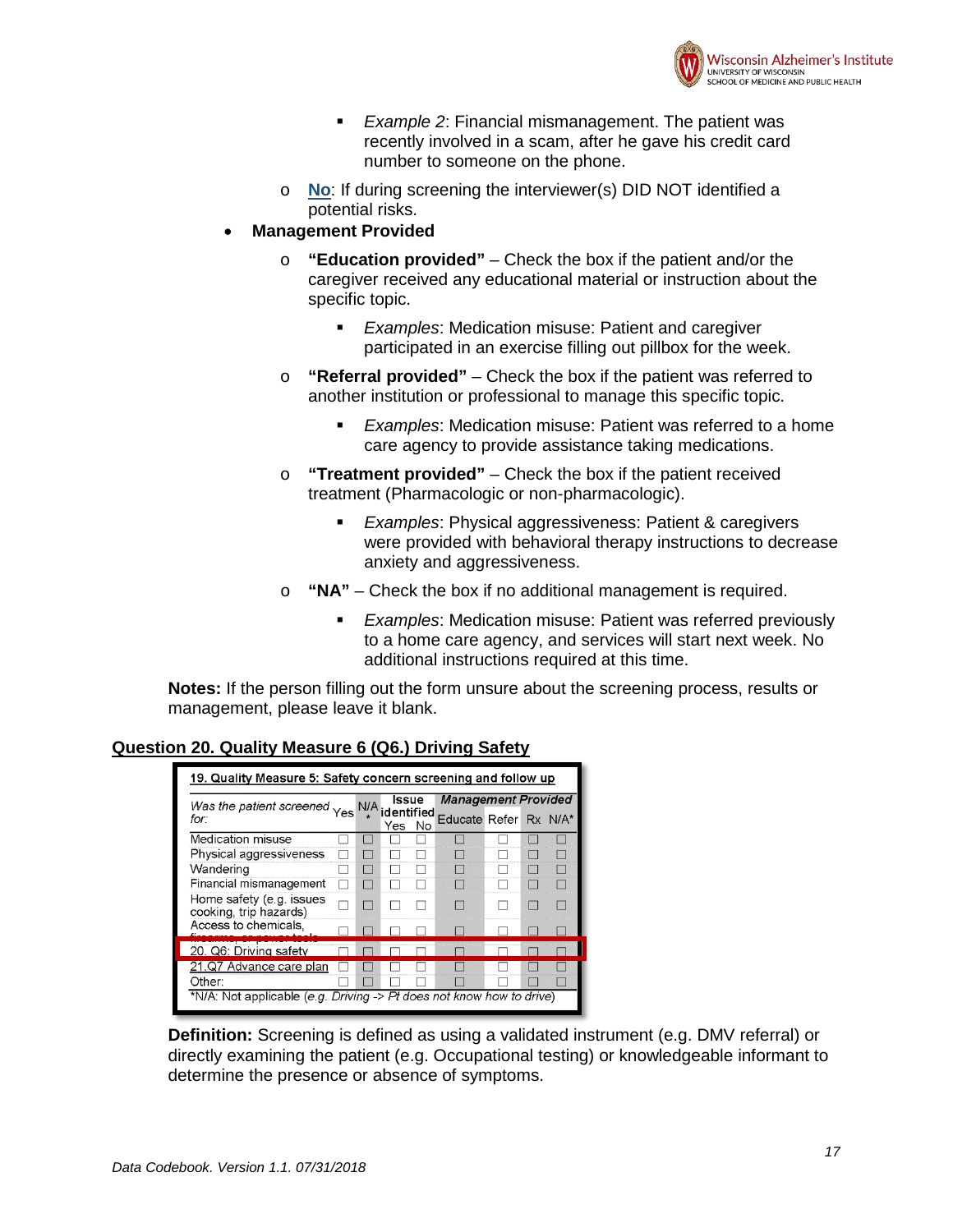- *Example 2*: Financial mismanagement. The patient was recently involved in a scam, after he gave his credit card number to someone on the phone.

  - **No**: If during screening the interviewer(s) DID NOT identified a potential risks.

- **Management Provided**
  - **"Education provided"** – Check the box if the patient and/or the caregiver received any educational material or instruction about the specific topic.
    - *Examples*: Medication misuse: Patient and caregiver participated in an exercise filling out pillbox for the week.
  - **"Referral provided"** – Check the box if the patient was referred to another institution or professional to manage this specific topic.
    - *Examples*: Medication misuse: Patient was referred to a home care agency to provide assistance taking medications.
  - **"Treatment provided"** – Check the box if the patient received treatment (Pharmacologic or non-pharmacologic).
    - *Examples*: Physical aggressiveness: Patient & caregivers were provided with behavioral therapy instructions to decrease anxiety and aggressiveness.
  - **"NA"** – Check the box if no additional management is required.
    - *Examples*: Medication misuse: Patient was referred previously to a home care agency, and services will start next week. No additional instructions required at this time.

**Notes:** If the person filling out the form unsure about the screening process, results or management, please leave it blank.

## Question 20. Quality Measure 6 (Q6.) Driving Safety

**19. Quality Measure 5: Safety concern screening and follow up**

| *Was the patient screened for:* | Yes | N/A* | Issue identified | | *Management Provided* | | | |
|---|---|---|---|---|---|---|---|---|
| | | | Yes | No | Educate | Refer | Rx | N/A* |
| Medication misuse | ☐ | ☐ | ☐ | ☐ | ☐ | ☐ | ☐ | ☐ |
| Physical aggressiveness | ☐ | ☐ | ☐ | ☐ | ☐ | ☐ | ☐ | ☐ |
| Wandering | ☐ | ☐ | ☐ | ☐ | ☐ | ☐ | ☐ | ☐ |
| Financial mismanagement | ☐ | ☐ | ☐ | ☐ | ☐ | ☐ | ☐ | ☐ |
| Home safety (e.g. issues cooking, trip hazards) | ☐ | ☐ | ☐ | ☐ | ☐ | ☐ | ☐ | ☐ |
| Access to chemicals, firearms, or power tools | ☐ | ☐ | ☐ | ☐ | ☐ | ☐ | ☐ | ☐ |
| 20. Q6: Driving safety | ☐ | ☐ | ☐ | ☐ | ☐ | ☐ | ☐ | ☐ |
| 21.Q7 Advance care plan | ☐ | ☐ | ☐ | ☐ | ☐ | ☐ | ☐ | ☐ |
| Other: | ☐ | ☐ | ☐ | ☐ | ☐ | ☐ | ☐ | ☐ |

*N/A: Not applicable (*e.g. Driving -> Pt does not know how to drive*)

**Definition:** Screening is defined as using a validated instrument (e.g. DMV referral) or directly examining the patient (e.g. Occupational testing) or knowledgeable informant to determine the presence or absence of symptoms.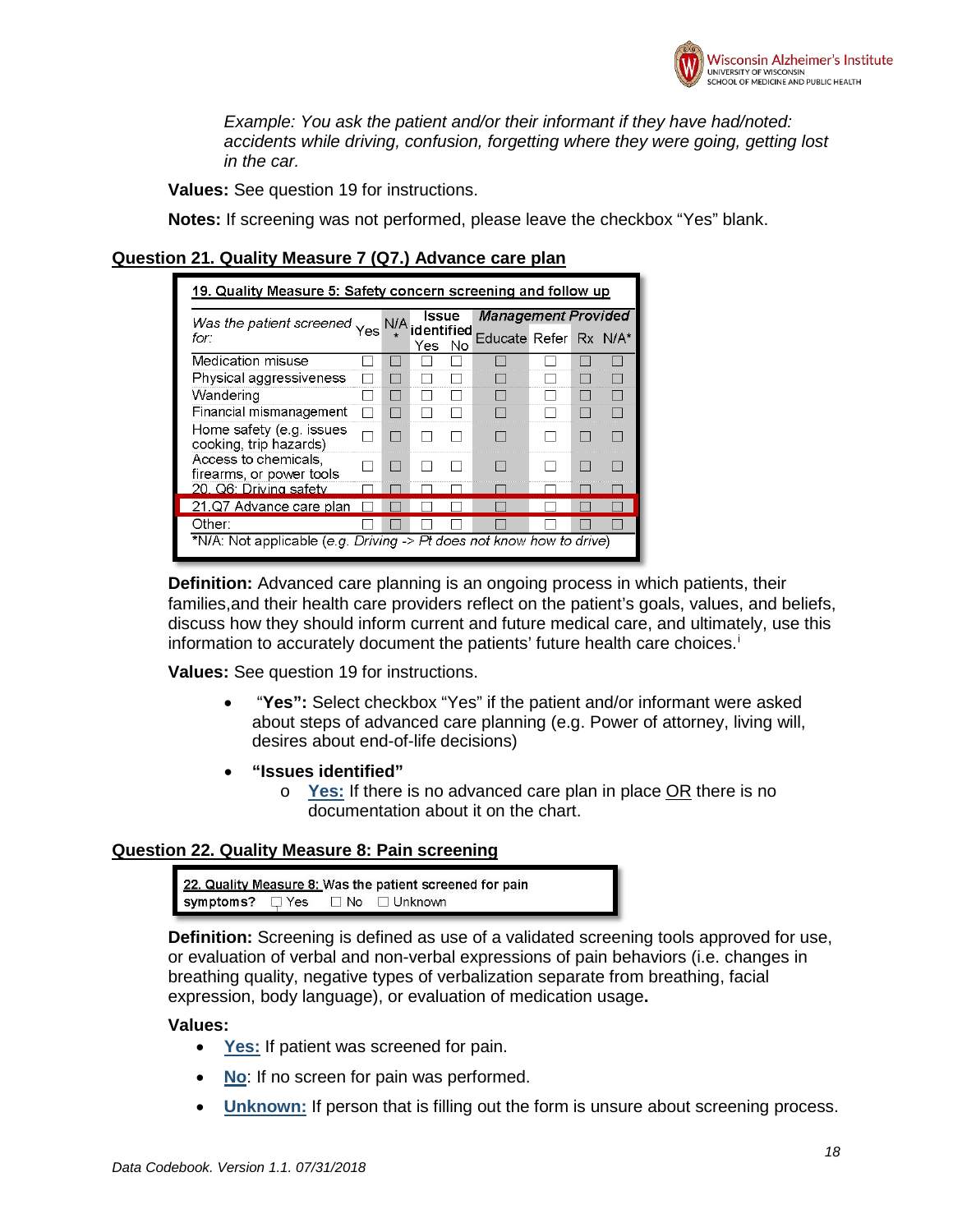*Example: You ask the patient and/or their informant if they have had/noted: accidents while driving, confusion, forgetting where they were going, getting lost in the car.*

**Values:** See question 19 for instructions.

**Notes:** If screening was not performed, please leave the checkbox "Yes" blank.

## Question 21. Quality Measure 7 (Q7.) Advance care plan

**19. Quality Measure 5: Safety concern screening and follow up**

| *Was the patient screened for:* | Yes | N/A* | Issue identified | | *Management Provided* | | | |
|---|---|---|---|---|---|---|---|---|
| | | | Yes | No | Educate | Refer | Rx | N/A* |
| Medication misuse | ☐ | ☐ | ☐ | ☐ | ☐ | ☐ | ☐ | ☐ |
| Physical aggressiveness | ☐ | ☐ | ☐ | ☐ | ☐ | ☐ | ☐ | ☐ |
| Wandering | ☐ | ☐ | ☐ | ☐ | ☐ | ☐ | ☐ | ☐ |
| Financial mismanagement | ☐ | ☐ | ☐ | ☐ | ☐ | ☐ | ☐ | ☐ |
| Home safety (e.g. issues cooking, trip hazards) | ☐ | ☐ | ☐ | ☐ | ☐ | ☐ | ☐ | ☐ |
| Access to chemicals, firearms, or power tools | ☐ | ☐ | ☐ | ☐ | ☐ | ☐ | ☐ | ☐ |
| 20. Q6: Driving safety | ☐ | ☐ | ☐ | ☐ | ☐ | ☐ | ☐ | ☐ |
| 21.Q7 Advance care plan | ☐ | ☐ | ☐ | ☐ | ☐ | ☐ | ☐ | ☐ |
| Other: | ☐ | ☐ | ☐ | ☐ | ☐ | ☐ | ☐ | ☐ |

*N/A: Not applicable (*e.g. Driving -> Pt does not know how to drive*)

**Definition:** Advanced care planning is an ongoing process in which patients, their families,and their health care providers reflect on the patient's goals, values, and beliefs, discuss how they should inform current and future medical care, and ultimately, use this information to accurately document the patients' future health care choices.[i]

**Values:** See question 19 for instructions.

- "**Yes":** Select checkbox "Yes" if the patient and/or informant were asked about steps of advanced care planning (e.g. Power of attorney, living will, desires about end-of-life decisions)
- **"Issues identified"**
  - **Yes:** If there is no advanced care plan in place OR there is no documentation about it on the chart.

## Question 22. Quality Measure 8: Pain screening

**22. Quality Measure 8:** Was the patient screened for pain symptoms? ☐ Yes ☐ No ☐ Unknown

**Definition:** Screening is defined as use of a validated screening tools approved for use, or evaluation of verbal and non-verbal expressions of pain behaviors (i.e. changes in breathing quality, negative types of verbalization separate from breathing, facial expression, body language), or evaluation of medication usage**.**

**Values:**

- **Yes:** If patient was screened for pain.
- **No**: If no screen for pain was performed.
- **Unknown:** If person that is filling out the form is unsure about screening process.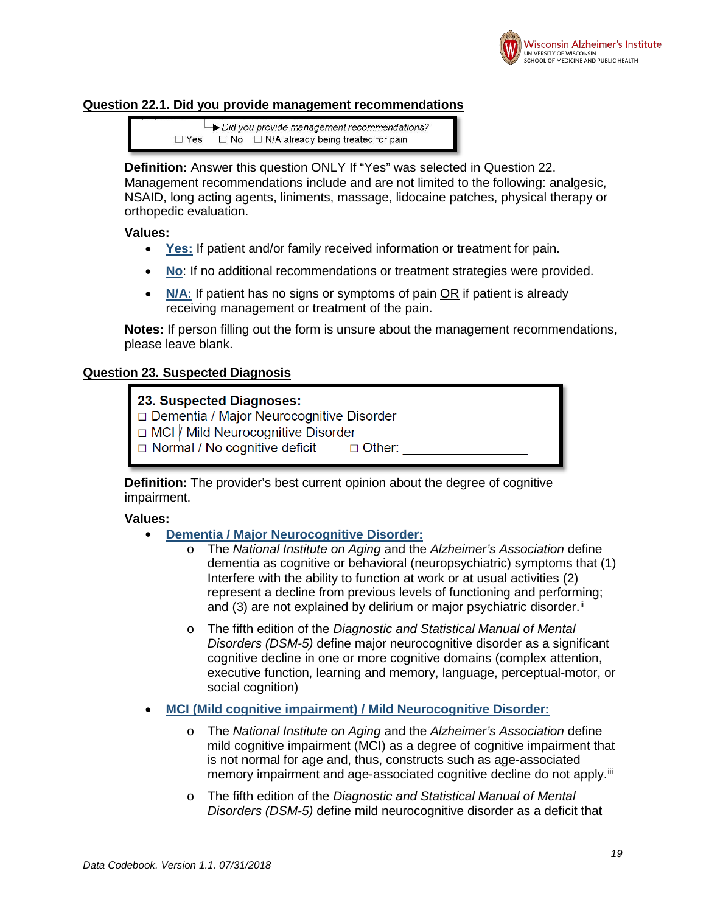## Question 22.1. Did you provide management recommendations

> Did you provide management recommendations?
> ☐ Yes ☐ No ☐ N/A already being treated for pain

**Definition:** Answer this question ONLY If "Yes" was selected in Question 22. Management recommendations include and are not limited to the following: analgesic, NSAID, long acting agents, liniments, massage, lidocaine patches, physical therapy or orthopedic evaluation.

**Values:**

- **Yes:** If patient and/or family received information or treatment for pain.
- **No**: If no additional recommendations or treatment strategies were provided.
- **N/A:** If patient has no signs or symptoms of pain OR if patient is already receiving management or treatment of the pain.

**Notes:** If person filling out the form is unsure about the management recommendations, please leave blank.

## Question 23. Suspected Diagnosis

> **23. Suspected Diagnoses:**
> ☐ Dementia / Major Neurocognitive Disorder
> ☐ MCI / Mild Neurocognitive Disorder
> ☐ Normal / No cognitive deficit ☐ Other: ________________

**Definition:** The provider's best current opinion about the degree of cognitive impairment.

**Values:**

- **Dementia / Major Neurocognitive Disorder:**
  - The *National Institute on Aging* and the *Alzheimer's Association* define dementia as cognitive or behavioral (neuropsychiatric) symptoms that (1) Interfere with the ability to function at work or at usual activities (2) represent a decline from previous levels of functioning and performing; and (3) are not explained by delirium or major psychiatric disorder.[ii]
  - The fifth edition of the *Diagnostic and Statistical Manual of Mental Disorders (DSM-5)* define major neurocognitive disorder as a significant cognitive decline in one or more cognitive domains (complex attention, executive function, learning and memory, language, perceptual-motor, or social cognition)
- **MCI (Mild cognitive impairment) / Mild Neurocognitive Disorder:**
  - The *National Institute on Aging* and the *Alzheimer's Association* define mild cognitive impairment (MCI) as a degree of cognitive impairment that is not normal for age and, thus, constructs such as age-associated memory impairment and age-associated cognitive decline do not apply.[iii]
  - The fifth edition of the *Diagnostic and Statistical Manual of Mental Disorders (DSM-5)* define mild neurocognitive disorder as a deficit that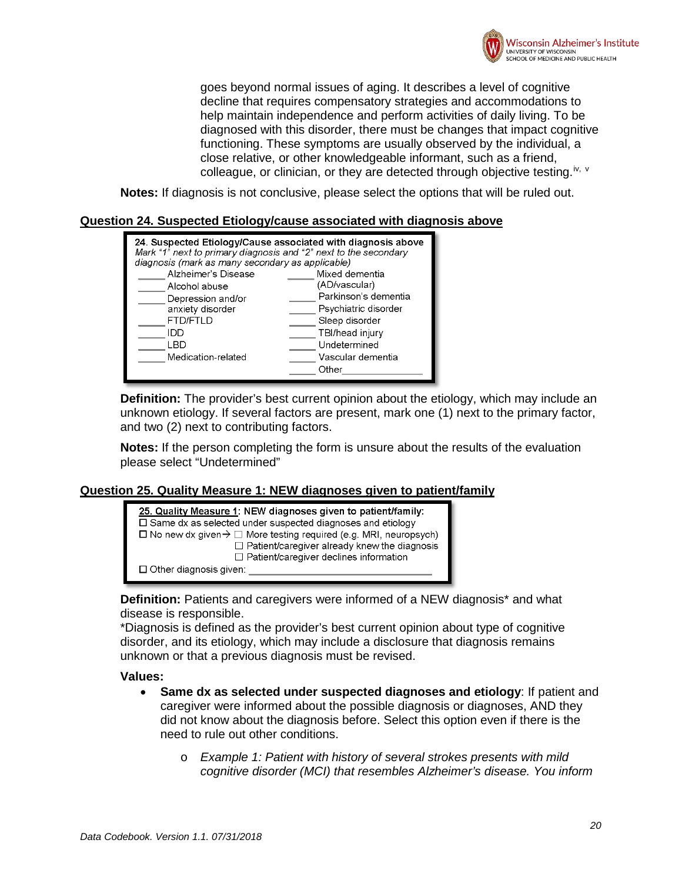goes beyond normal issues of aging. It describes a level of cognitive decline that requires compensatory strategies and accommodations to help maintain independence and perform activities of daily living. To be diagnosed with this disorder, there must be changes that impact cognitive functioning. These symptoms are usually observed by the individual, a close relative, or other knowledgeable informant, such as a friend, colleague, or clinician, or they are detected through objective testing.[iv, v]

**Notes:** If diagnosis is not conclusive, please select the options that will be ruled out.

## Question 24. Suspected Etiology/cause associated with diagnosis above

**24. Suspected Etiology/Cause associated with diagnosis above**
*Mark "1" next to primary diagnosis and "2" next to the secondary diagnosis (mark as many secondary as applicable)*

| | |
|---|---|
| _____ Alzheimer's Disease | _____ Mixed dementia (AD/vascular) |
| _____ Alcohol abuse | _____ Parkinson's dementia |
| _____ Depression and/or anxiety disorder | _____ Psychiatric disorder |
| _____ FTD/FTLD | _____ Sleep disorder |
| _____ IDD | _____ TBI/head injury |
| _____ LBD | _____ Undetermined |
| _____ Medication-related | _____ Vascular dementia |
| | _____ Other_______________ |

**Definition:** The provider's best current opinion about the etiology, which may include an unknown etiology. If several factors are present, mark one (1) next to the primary factor, and two (2) next to contributing factors.

**Notes:** If the person completing the form is unsure about the results of the evaluation please select "Undetermined"

## Question 25. Quality Measure 1: NEW diagnoses given to patient/family

**25. Quality Measure 1: NEW diagnoses given to patient/family:**
- ☐ Same dx as selected under suspected diagnoses and etiology
- ☐ No new dx given → ☐ More testing required (e.g. MRI, neuropsych)
  - ☐ Patient/caregiver already knew the diagnosis
  - ☐ Patient/caregiver declines information
- ☐ Other diagnosis given: ______________________________

**Definition:** Patients and caregivers were informed of a NEW diagnosis* and what disease is responsible.
*Diagnosis is defined as the provider's best current opinion about type of cognitive disorder, and its etiology, which may include a disclosure that diagnosis remains unknown or that a previous diagnosis must be revised.

**Values:**

- **Same dx as selected under suspected diagnoses and etiology**: If patient and caregiver were informed about the possible diagnosis or diagnoses, AND they did not know about the diagnosis before. Select this option even if there is the need to rule out other conditions.
  - *Example 1: Patient with history of several strokes presents with mild cognitive disorder (MCI) that resembles Alzheimer's disease. You inform*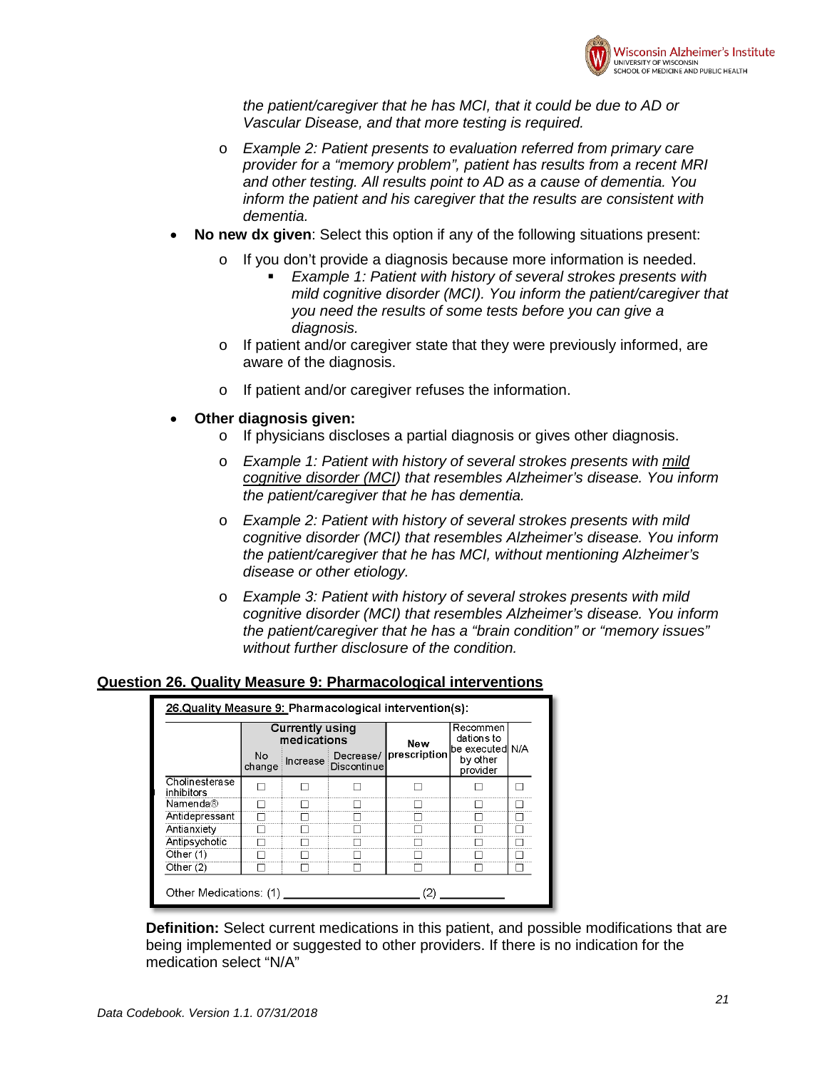*the patient/caregiver that he has MCI, that it could be due to AD or Vascular Disease, and that more testing is required.*

- *Example 2: Patient presents to evaluation referred from primary care provider for a "memory problem", patient has results from a recent MRI and other testing. All results point to AD as a cause of dementia. You inform the patient and his caregiver that the results are consistent with dementia.*

- **No new dx given**: Select this option if any of the following situations present:
  - If you don't provide a diagnosis because more information is needed.
    - *Example 1: Patient with history of several strokes presents with mild cognitive disorder (MCI). You inform the patient/caregiver that you need the results of some tests before you can give a diagnosis.*
  - If patient and/or caregiver state that they were previously informed, are aware of the diagnosis.
  - If patient and/or caregiver refuses the information.

- **Other diagnosis given:**
  - If physicians discloses a partial diagnosis or gives other diagnosis.
  - *Example 1: Patient with history of several strokes presents with <u>mild cognitive disorder (MCI)</u> that resembles Alzheimer's disease. You inform the patient/caregiver that he has dementia.*
  - *Example 2: Patient with history of several strokes presents with mild cognitive disorder (MCI) that resembles Alzheimer's disease. You inform the patient/caregiver that he has MCI, without mentioning Alzheimer's disease or other etiology.*
  - *Example 3: Patient with history of several strokes presents with mild cognitive disorder (MCI) that resembles Alzheimer's disease. You inform the patient/caregiver that he has a "brain condition" or "memory issues" without further disclosure of the condition.*

## Question 26. Quality Measure 9: Pharmacological interventions

**26.Quality Measure 9: Pharmacological intervention(s):**

| | Currently using medications | | | New prescription | Recommendations to be executed by other provider | N/A |
|---|---|---|---|---|---|---|
| | No change | Increase | Decrease/ Discontinue | | | |
| Cholinesterase inhibitors | ☐ | ☐ | ☐ | ☐ | ☐ | ☐ |
| Namenda® | ☐ | ☐ | ☐ | ☐ | ☐ | ☐ |
| Antidepressant | ☐ | ☐ | ☐ | ☐ | ☐ | ☐ |
| Antianxiety | ☐ | ☐ | ☐ | ☐ | ☐ | ☐ |
| Antipsychotic | ☐ | ☐ | ☐ | ☐ | ☐ | ☐ |
| Other (1) | ☐ | ☐ | ☐ | ☐ | ☐ | ☐ |
| Other (2) | ☐ | ☐ | ☐ | ☐ | ☐ | ☐ |

Other Medications: (1) ____________________ (2) __________

**Definition:** Select current medications in this patient, and possible modifications that are being implemented or suggested to other providers. If there is no indication for the medication select "N/A"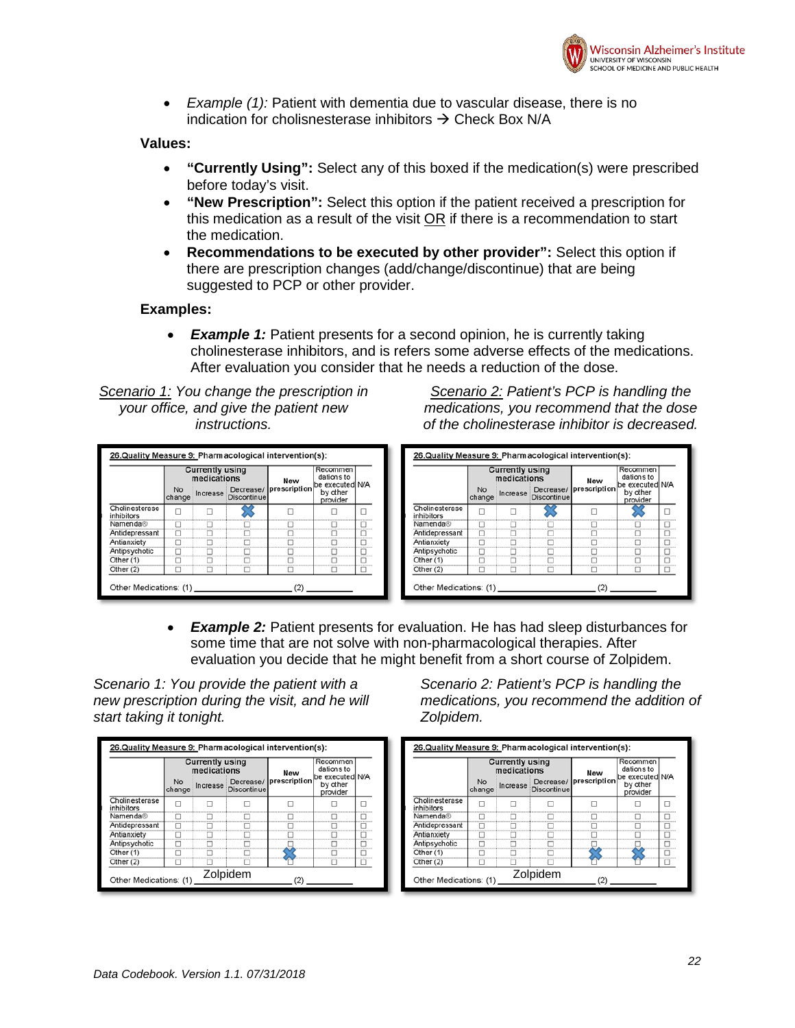- *Example (1):* Patient with dementia due to vascular disease, there is no indication for cholisnesterase inhibitors → Check Box N/A

**Values:**

- **"Currently Using":** Select any of this boxed if the medication(s) were prescribed before today's visit.
- **"New Prescription":** Select this option if the patient received a prescription for this medication as a result of the visit OR if there is a recommendation to start the medication.
- **Recommendations to be executed by other provider":** Select this option if there are prescription changes (add/change/discontinue) that are being suggested to PCP or other provider.

**Examples:**

- ***Example 1:*** Patient presents for a second opinion, he is currently taking cholinesterase inhibitors, and is refers some adverse effects of the medications. After evaluation you consider that he needs a reduction of the dose.

*Scenario 1: You change the prescription in your office, and give the patient new instructions.*

26.Quality Measure 9: Pharmacological intervention(s):

| | Currently using medications | | | New prescription | Recommendations to be executed by other provider | N/A |
|---|---|---|---|---|---|---|
| | No change | Increase | Decrease/ Discontinue | | | |
| Cholinesterase inhibitors | ☐ | ☐ | ☒ | ☐ | ☐ | ☐ |
| Namenda® | ☐ | ☐ | ☐ | ☐ | ☐ | ☐ |
| Antidepressant | ☐ | ☐ | ☐ | ☐ | ☐ | ☐ |
| Antianxiety | ☐ | ☐ | ☐ | ☐ | ☐ | ☐ |
| Antipsychotic | ☐ | ☐ | ☐ | ☐ | ☐ | ☐ |
| Other (1) | ☐ | ☐ | ☐ | ☐ | ☐ | ☐ |
| Other (2) | ☐ | ☐ | ☐ | ☐ | ☐ | ☐ |

Other Medications: (1) ____________ (2) ________

*Scenario 2: Patient's PCP is handling the medications, you recommend that the dose of the cholinesterase inhibitor is decreased.*

26.Quality Measure 9: Pharmacological intervention(s):

| | Currently using medications | | | New prescription | Recommendations to be executed by other provider | N/A |
|---|---|---|---|---|---|---|
| | No change | Increase | Decrease/ Discontinue | | | |
| Cholinesterase inhibitors | ☐ | ☐ | ☒ | ☐ | ☒ | ☐ |
| Namenda® | ☐ | ☐ | ☐ | ☐ | ☐ | ☐ |
| Antidepressant | ☐ | ☐ | ☐ | ☐ | ☐ | ☐ |
| Antianxiety | ☐ | ☐ | ☐ | ☐ | ☐ | ☐ |
| Antipsychotic | ☐ | ☐ | ☐ | ☐ | ☐ | ☐ |
| Other (1) | ☐ | ☐ | ☐ | ☐ | ☐ | ☐ |
| Other (2) | ☐ | ☐ | ☐ | ☐ | ☐ | ☐ |

Other Medications: (1) ____________ (2) ________

- ***Example 2:*** Patient presents for evaluation. He has had sleep disturbances for some time that are not solve with non-pharmacological therapies. After evaluation you decide that he might benefit from a short course of Zolpidem.

*Scenario 1: You provide the patient with a new prescription during the visit, and he will start taking it tonight.*

26.Quality Measure 9: Pharmacological intervention(s):

| | Currently using medications | | | New prescription | Recommendations to be executed by other provider | N/A |
|---|---|---|---|---|---|---|
| | No change | Increase | Decrease/ Discontinue | | | |
| Cholinesterase inhibitors | ☐ | ☐ | ☐ | ☐ | ☐ | ☐ |
| Namenda® | ☐ | ☐ | ☐ | ☐ | ☐ | ☐ |
| Antidepressant | ☐ | ☐ | ☐ | ☐ | ☐ | ☐ |
| Antianxiety | ☐ | ☐ | ☐ | ☐ | ☐ | ☐ |
| Antipsychotic | ☐ | ☐ | ☐ | ☐ | ☐ | ☐ |
| Other (1) | ☐ | ☐ | ☐ | ☒ | ☐ | ☐ |
| Other (2) | ☐ | ☐ | ☐ | ☐ | ☐ | ☐ |

Other Medications: (1) Zolpidem (2) ________

*Scenario 2: Patient's PCP is handling the medications, you recommend the addition of Zolpidem.*

26.Quality Measure 9: Pharmacological intervention(s):

| | Currently using medications | | | New prescription | Recommendations to be executed by other provider | N/A |
|---|---|---|---|---|---|---|
| | No change | Increase | Decrease/ Discontinue | | | |
| Cholinesterase inhibitors | ☐ | ☐ | ☐ | ☐ | ☐ | ☐ |
| Namenda® | ☐ | ☐ | ☐ | ☐ | ☐ | ☐ |
| Antidepressant | ☐ | ☐ | ☐ | ☐ | ☐ | ☐ |
| Antianxiety | ☐ | ☐ | ☐ | ☐ | ☐ | ☐ |
| Antipsychotic | ☐ | ☐ | ☐ | ☐ | ☐ | ☐ |
| Other (1) | ☐ | ☐ | ☐ | ☒ | ☒ | ☐ |
| Other (2) | ☐ | ☐ | ☐ | ☐ | ☐ | ☐ |

Other Medications: (1) Zolpidem (2) ________

*Data Codebook. Version 1.1. 07/31/2018*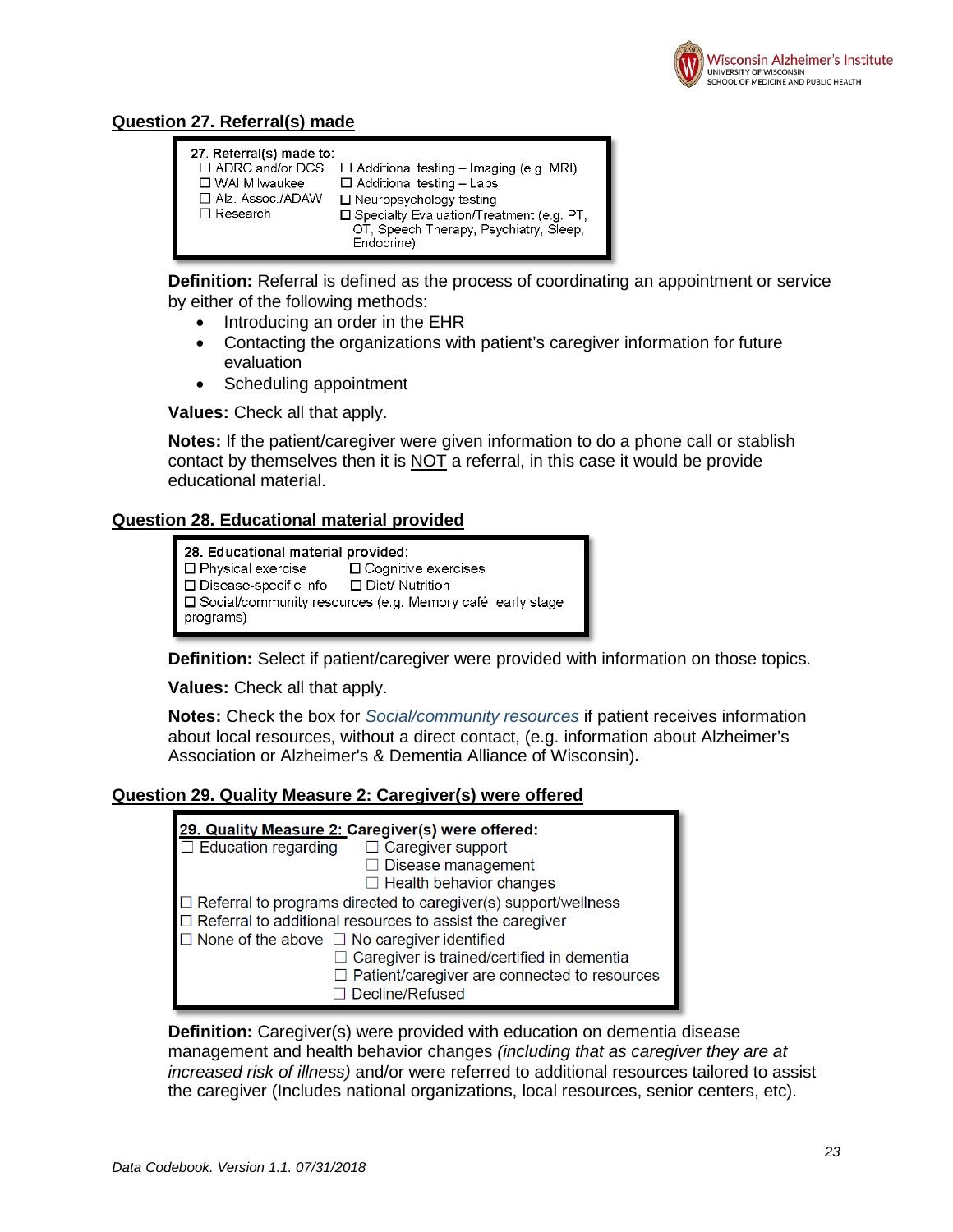## Question 27. Referral(s) made

**27. Referral(s) made to:**

- ☐ ADRC and/or DCS
- ☐ WAI Milwaukee
- ☐ Alz. Assoc./ADAW
- ☐ Research
- ☐ Additional testing – Imaging (e.g. MRI)
- ☐ Additional testing – Labs
- ☐ Neuropsychology testing
- ☐ Specialty Evaluation/Treatment (e.g. PT, OT, Speech Therapy, Psychiatry, Sleep, Endocrine)

**Definition:** Referral is defined as the process of coordinating an appointment or service by either of the following methods:

- Introducing an order in the EHR
- Contacting the organizations with patient's caregiver information for future evaluation
- Scheduling appointment

**Values:** Check all that apply.

**Notes:** If the patient/caregiver were given information to do a phone call or stablish contact by themselves then it is NOT a referral, in this case it would be provide educational material.

## Question 28. Educational material provided

**28. Educational material provided:**

- ☐ Physical exercise
- ☐ Cognitive exercises
- ☐ Disease-specific info
- ☐ Diet/ Nutrition
- ☐ Social/community resources (e.g. Memory café, early stage programs)

**Definition:** Select if patient/caregiver were provided with information on those topics.

**Values:** Check all that apply.

**Notes:** Check the box for *Social/community resources* if patient receives information about local resources, without a direct contact, (e.g. information about Alzheimer's Association or Alzheimer's & Dementia Alliance of Wisconsin)**.**

## Question 29. Quality Measure 2: Caregiver(s) were offered

**29. Quality Measure 2: Caregiver(s) were offered:**

- ☐ Education regarding
  - ☐ Caregiver support
  - ☐ Disease management
  - ☐ Health behavior changes
- ☐ Referral to programs directed to caregiver(s) support/wellness
- ☐ Referral to additional resources to assist the caregiver
- ☐ None of the above
  - ☐ No caregiver identified
  - ☐ Caregiver is trained/certified in dementia
  - ☐ Patient/caregiver are connected to resources
  - ☐ Decline/Refused

**Definition:** Caregiver(s) were provided with education on dementia disease management and health behavior changes *(including that as caregiver they are at increased risk of illness)* and/or were referred to additional resources tailored to assist the caregiver (Includes national organizations, local resources, senior centers, etc).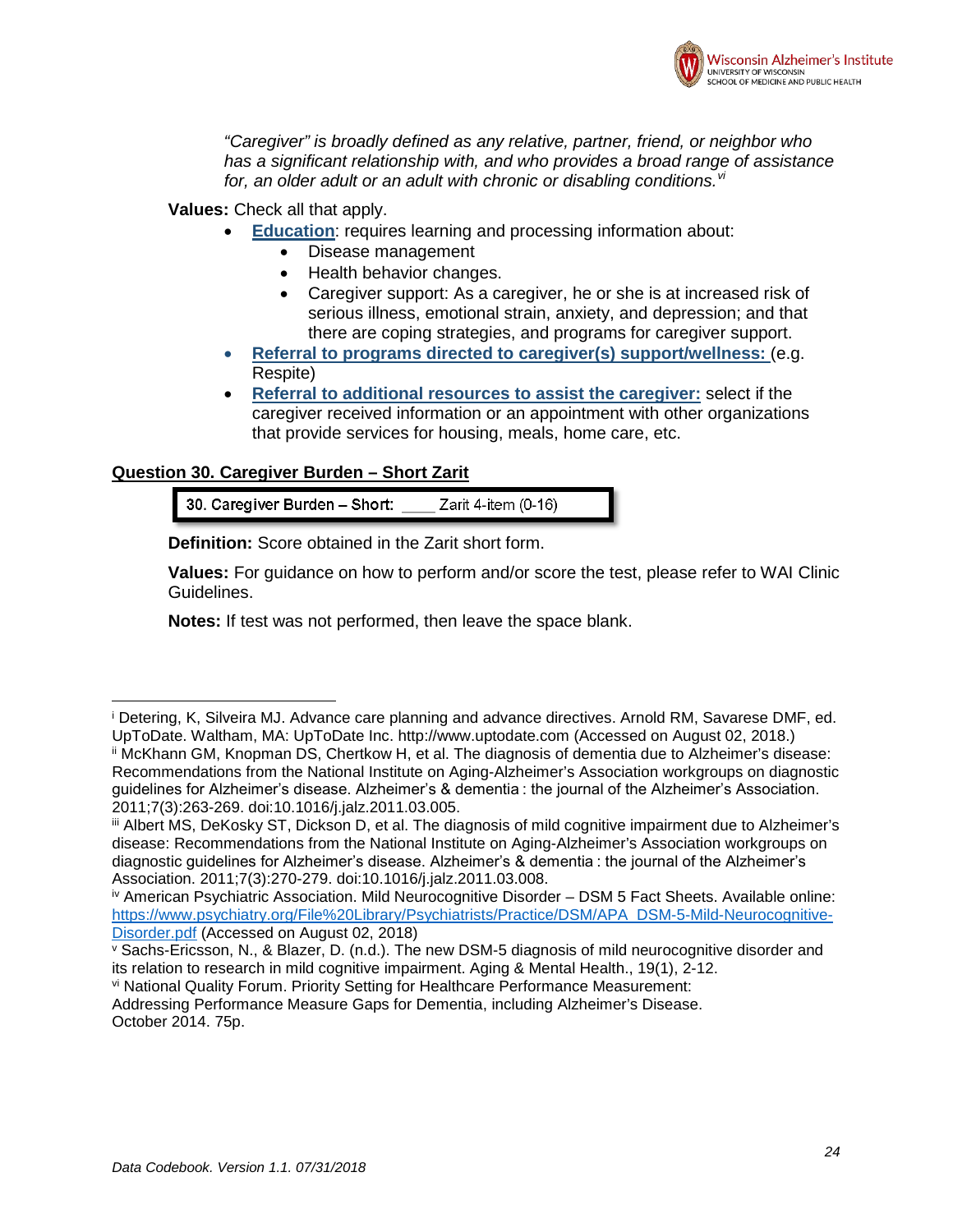*"Caregiver" is broadly defined as any relative, partner, friend, or neighbor who has a significant relationship with, and who provides a broad range of assistance for, an older adult or an adult with chronic or disabling conditions.*[vi]

**Values:** Check all that apply.

- **Education**: requires learning and processing information about:
  - Disease management
  - Health behavior changes.
  - Caregiver support: As a caregiver, he or she is at increased risk of serious illness, emotional strain, anxiety, and depression; and that there are coping strategies, and programs for caregiver support.
- **Referral to programs directed to caregiver(s) support/wellness:** (e.g. Respite)
- **Referral to additional resources to assist the caregiver:** select if the caregiver received information or an appointment with other organizations that provide services for housing, meals, home care, etc.

## Question 30. Caregiver Burden – Short Zarit

30. Caregiver Burden – Short: ____ Zarit 4-item (0-16)

**Definition:** Score obtained in the Zarit short form.

**Values:** For guidance on how to perform and/or score the test, please refer to WAI Clinic Guidelines.

**Notes:** If test was not performed, then leave the space blank.

---

[i] Detering, K, Silveira MJ. Advance care planning and advance directives. Arnold RM, Savarese DMF, ed. UpToDate. Waltham, MA: UpToDate Inc. http://www.uptodate.com (Accessed on August 02, 2018.)

[ii] McKhann GM, Knopman DS, Chertkow H, et al. The diagnosis of dementia due to Alzheimer's disease: Recommendations from the National Institute on Aging-Alzheimer's Association workgroups on diagnostic guidelines for Alzheimer's disease. Alzheimer's & dementia : the journal of the Alzheimer's Association. 2011;7(3):263-269. doi:10.1016/j.jalz.2011.03.005.

[iii] Albert MS, DeKosky ST, Dickson D, et al. The diagnosis of mild cognitive impairment due to Alzheimer's disease: Recommendations from the National Institute on Aging-Alzheimer's Association workgroups on diagnostic guidelines for Alzheimer's disease. Alzheimer's & dementia : the journal of the Alzheimer's Association. 2011;7(3):270-279. doi:10.1016/j.jalz.2011.03.008.

[iv] American Psychiatric Association. Mild Neurocognitive Disorder – DSM 5 Fact Sheets. Available online: https://www.psychiatry.org/File%20Library/Psychiatrists/Practice/DSM/APA_DSM-5-Mild-Neurocognitive-Disorder.pdf (Accessed on August 02, 2018)

[v] Sachs-Ericsson, N., & Blazer, D. (n.d.). The new DSM-5 diagnosis of mild neurocognitive disorder and its relation to research in mild cognitive impairment. Aging & Mental Health., 19(1), 2-12.

[vi] National Quality Forum. Priority Setting for Healthcare Performance Measurement: Addressing Performance Measure Gaps for Dementia, including Alzheimer's Disease. October 2014. 75p.